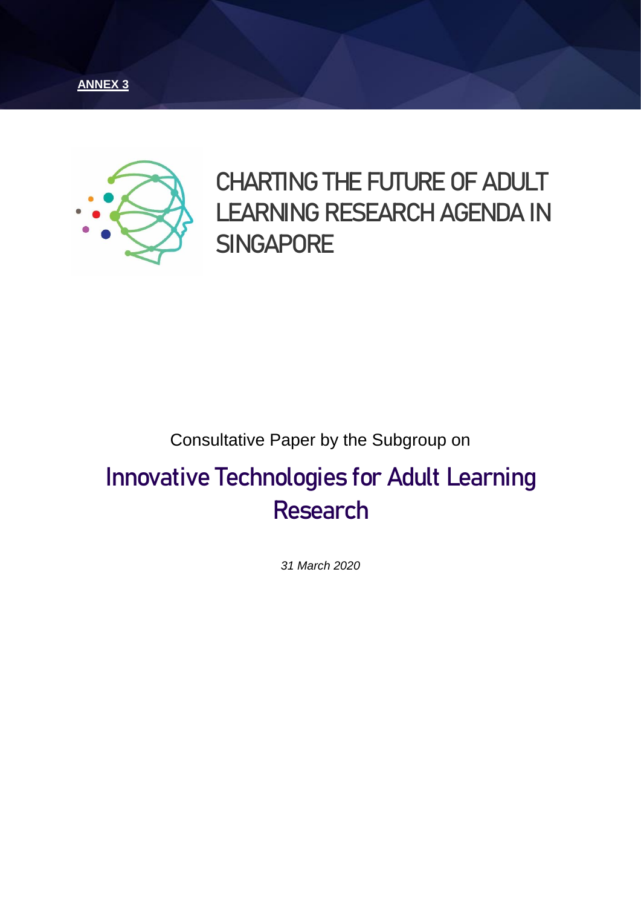**ANNEX 3**

# CHARTING THE FUTURE OF ADULT LEARNING RESEARCH AGENDA IN SINGAPORE

Consultative Paper by the Subgroup on

## Innovative Technologies for Adult Learning Research

*31 March 2020*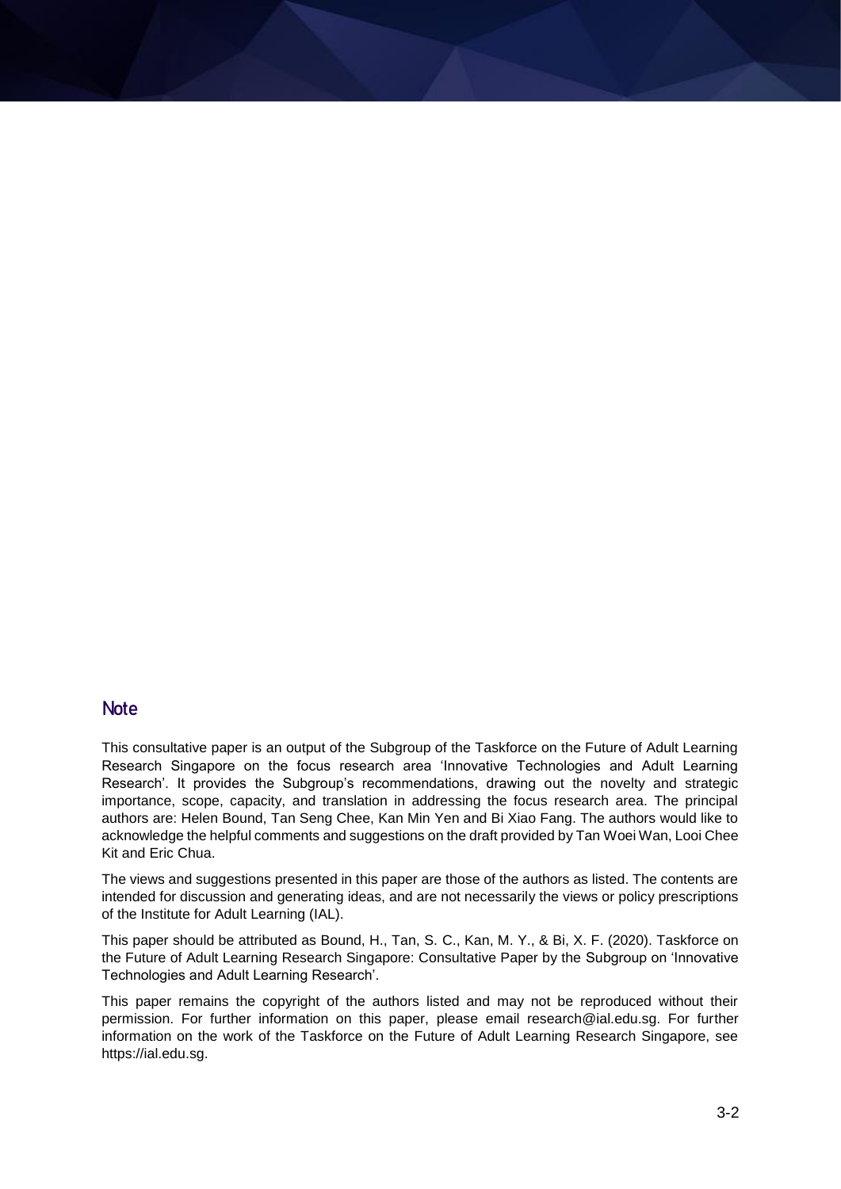## Note

This consultative paper is an output of the Subgroup of the Taskforce on the Future of Adult Learning Research Singapore on the focus research area 'Innovative Technologies and Adult Learning Research'. It provides the Subgroup's recommendations, drawing out the novelty and strategic importance, scope, capacity, and translation in addressing the focus research area. The principal authors are: Helen Bound, Tan Seng Chee, Kan Min Yen and Bi Xiao Fang. The authors would like to acknowledge the helpful comments and suggestions on the draft provided by Tan Woei Wan, Looi Chee Kit and Eric Chua.

The views and suggestions presented in this paper are those of the authors as listed. The contents are intended for discussion and generating ideas, and are not necessarily the views or policy prescriptions of the Institute for Adult Learning (IAL).

This paper should be attributed as Bound, H., Tan, S. C., Kan, M. Y., & Bi, X. F. (2020). Taskforce on the Future of Adult Learning Research Singapore: Consultative Paper by the Subgroup on 'Innovative Technologies and Adult Learning Research'.

This paper remains the copyright of the authors listed and may not be reproduced without their permission. For further information on this paper, please email research@ial.edu.sg. For further information on the work of the Taskforce on the Future of Adult Learning Research Singapore, see https://ial.edu.sg.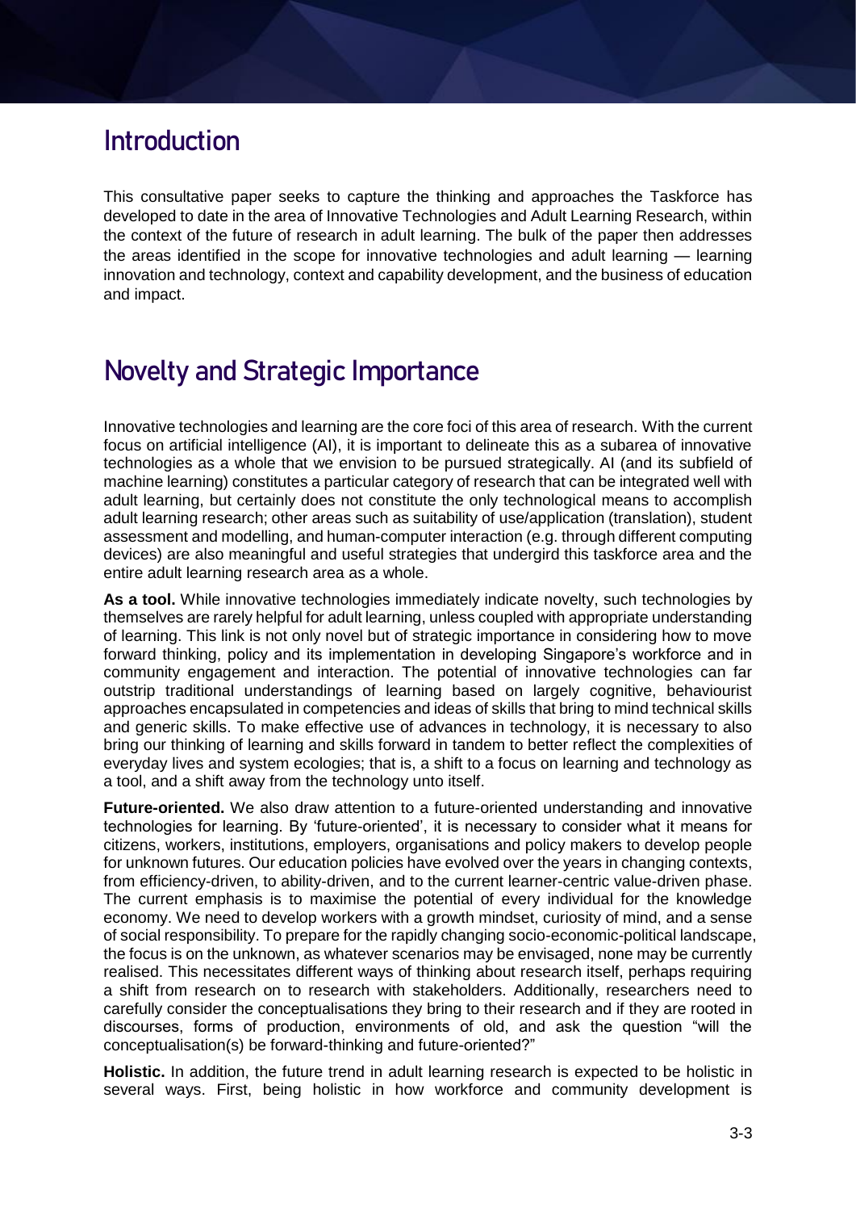## Introduction

This consultative paper seeks to capture the thinking and approaches the Taskforce has developed to date in the area of Innovative Technologies and Adult Learning Research, within the context of the future of research in adult learning. The bulk of the paper then addresses the areas identified in the scope for innovative technologies and adult learning — learning innovation and technology, context and capability development, and the business of education and impact.

## Novelty and Strategic Importance

Innovative technologies and learning are the core foci of this area of research. With the current focus on artificial intelligence (AI), it is important to delineate this as a subarea of innovative technologies as a whole that we envision to be pursued strategically. AI (and its subfield of machine learning) constitutes a particular category of research that can be integrated well with adult learning, but certainly does not constitute the only technological means to accomplish adult learning research; other areas such as suitability of use/application (translation), student assessment and modelling, and human-computer interaction (e.g. through different computing devices) are also meaningful and useful strategies that undergird this taskforce area and the entire adult learning research area as a whole.

**As a tool.** While innovative technologies immediately indicate novelty, such technologies by themselves are rarely helpful for adult learning, unless coupled with appropriate understanding of learning. This link is not only novel but of strategic importance in considering how to move forward thinking, policy and its implementation in developing Singapore's workforce and in community engagement and interaction. The potential of innovative technologies can far outstrip traditional understandings of learning based on largely cognitive, behaviourist approaches encapsulated in competencies and ideas of skills that bring to mind technical skills and generic skills. To make effective use of advances in technology, it is necessary to also bring our thinking of learning and skills forward in tandem to better reflect the complexities of everyday lives and system ecologies; that is, a shift to a focus on learning and technology as a tool, and a shift away from the technology unto itself.

**Future-oriented.** We also draw attention to a future-oriented understanding and innovative technologies for learning. By 'future-oriented', it is necessary to consider what it means for citizens, workers, institutions, employers, organisations and policy makers to develop people for unknown futures. Our education policies have evolved over the years in changing contexts, from efficiency-driven, to ability-driven, and to the current learner-centric value-driven phase. The current emphasis is to maximise the potential of every individual for the knowledge economy. We need to develop workers with a growth mindset, curiosity of mind, and a sense of social responsibility. To prepare for the rapidly changing socio-economic-political landscape, the focus is on the unknown, as whatever scenarios may be envisaged, none may be currently realised. This necessitates different ways of thinking about research itself, perhaps requiring a shift from research on to research with stakeholders. Additionally, researchers need to carefully consider the conceptualisations they bring to their research and if they are rooted in discourses, forms of production, environments of old, and ask the question "will the conceptualisation(s) be forward-thinking and future-oriented?"

**Holistic.** In addition, the future trend in adult learning research is expected to be holistic in several ways. First, being holistic in how workforce and community development is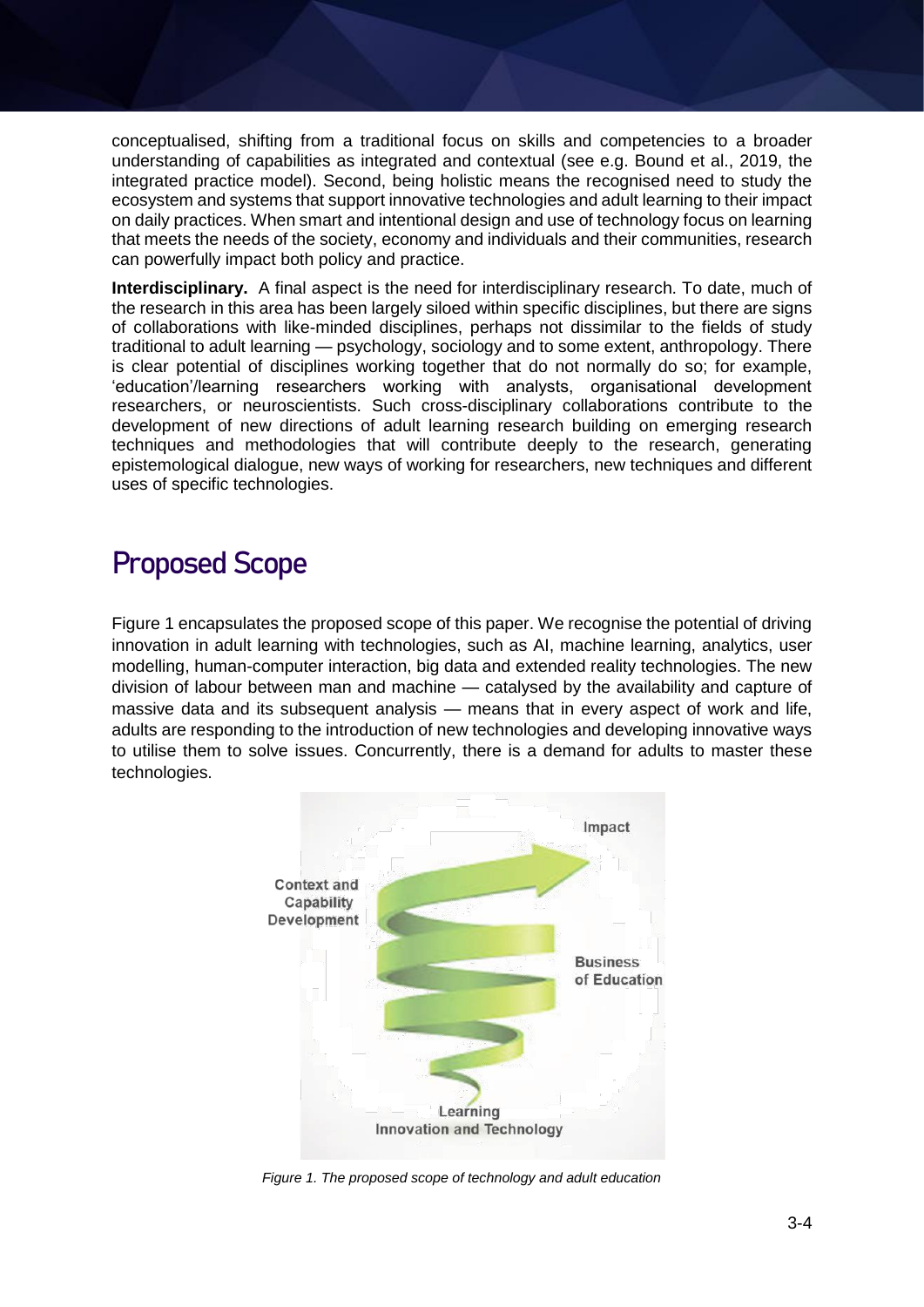conceptualised, shifting from a traditional focus on skills and competencies to a broader understanding of capabilities as integrated and contextual (see e.g. Bound et al., 2019, the integrated practice model). Second, being holistic means the recognised need to study the ecosystem and systems that support innovative technologies and adult learning to their impact on daily practices. When smart and intentional design and use of technology focus on learning that meets the needs of the society, economy and individuals and their communities, research can powerfully impact both policy and practice.

**Interdisciplinary.** A final aspect is the need for interdisciplinary research. To date, much of the research in this area has been largely siloed within specific disciplines, but there are signs of collaborations with like-minded disciplines, perhaps not dissimilar to the fields of study traditional to adult learning — psychology, sociology and to some extent, anthropology. There is clear potential of disciplines working together that do not normally do so; for example, 'education'/learning researchers working with analysts, organisational development researchers, or neuroscientists. Such cross-disciplinary collaborations contribute to the development of new directions of adult learning research building on emerging research techniques and methodologies that will contribute deeply to the research, generating epistemological dialogue, new ways of working for researchers, new techniques and different uses of specific technologies.

## Proposed Scope

Figure 1 encapsulates the proposed scope of this paper. We recognise the potential of driving innovation in adult learning with technologies, such as AI, machine learning, analytics, user modelling, human-computer interaction, big data and extended reality technologies. The new division of labour between man and machine — catalysed by the availability and capture of massive data and its subsequent analysis — means that in every aspect of work and life, adults are responding to the introduction of new technologies and developing innovative ways to utilise them to solve issues. Concurrently, there is a demand for adults to master these technologies.

Impact

Context and Capability Development

Business of Education

Learning Innovation and Technology

*Figure 1. The proposed scope of technology and adult education*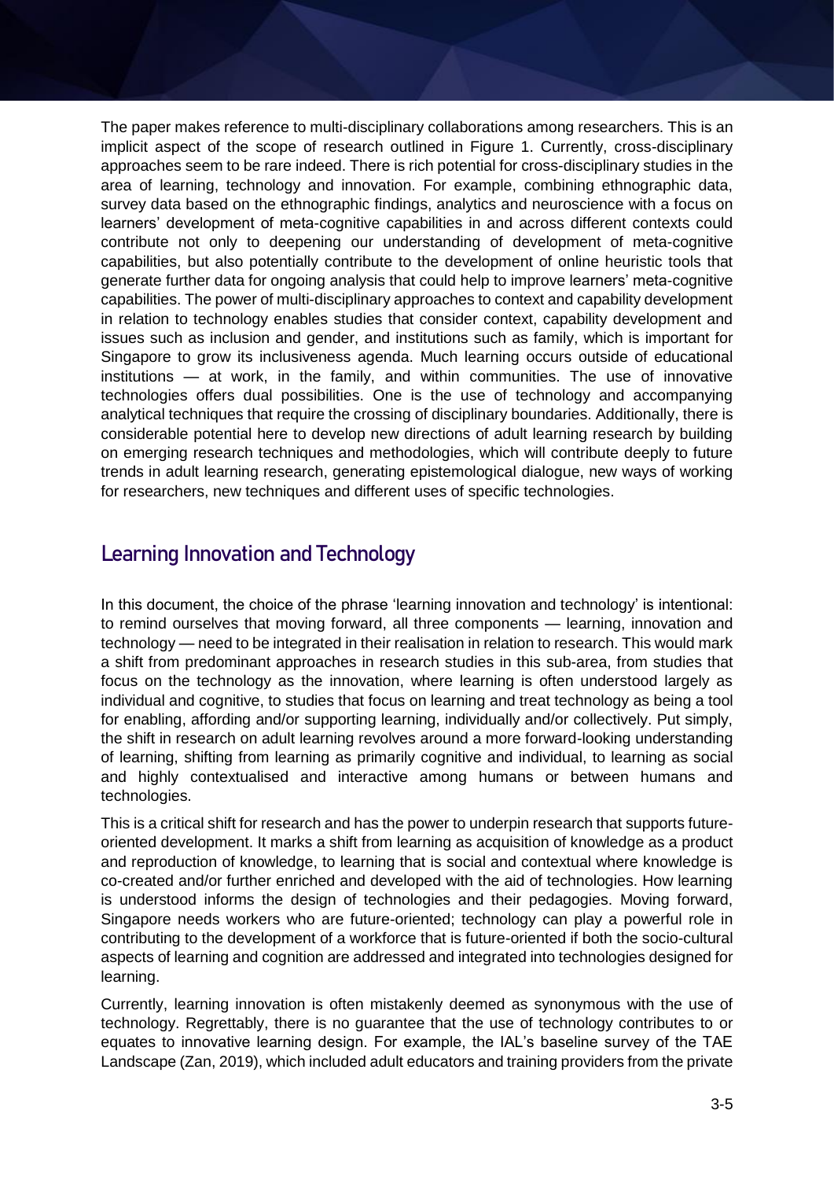The paper makes reference to multi-disciplinary collaborations among researchers. This is an implicit aspect of the scope of research outlined in Figure 1. Currently, cross-disciplinary approaches seem to be rare indeed. There is rich potential for cross-disciplinary studies in the area of learning, technology and innovation. For example, combining ethnographic data, survey data based on the ethnographic findings, analytics and neuroscience with a focus on learners' development of meta-cognitive capabilities in and across different contexts could contribute not only to deepening our understanding of development of meta-cognitive capabilities, but also potentially contribute to the development of online heuristic tools that generate further data for ongoing analysis that could help to improve learners' meta-cognitive capabilities. The power of multi-disciplinary approaches to context and capability development in relation to technology enables studies that consider context, capability development and issues such as inclusion and gender, and institutions such as family, which is important for Singapore to grow its inclusiveness agenda. Much learning occurs outside of educational institutions — at work, in the family, and within communities. The use of innovative technologies offers dual possibilities. One is the use of technology and accompanying analytical techniques that require the crossing of disciplinary boundaries. Additionally, there is considerable potential here to develop new directions of adult learning research by building on emerging research techniques and methodologies, which will contribute deeply to future trends in adult learning research, generating epistemological dialogue, new ways of working for researchers, new techniques and different uses of specific technologies.

## Learning Innovation and Technology

In this document, the choice of the phrase 'learning innovation and technology' is intentional: to remind ourselves that moving forward, all three components — learning, innovation and technology — need to be integrated in their realisation in relation to research. This would mark a shift from predominant approaches in research studies in this sub-area, from studies that focus on the technology as the innovation, where learning is often understood largely as individual and cognitive, to studies that focus on learning and treat technology as being a tool for enabling, affording and/or supporting learning, individually and/or collectively. Put simply, the shift in research on adult learning revolves around a more forward-looking understanding of learning, shifting from learning as primarily cognitive and individual, to learning as social and highly contextualised and interactive among humans or between humans and technologies.

This is a critical shift for research and has the power to underpin research that supports future-oriented development. It marks a shift from learning as acquisition of knowledge as a product and reproduction of knowledge, to learning that is social and contextual where knowledge is co-created and/or further enriched and developed with the aid of technologies. How learning is understood informs the design of technologies and their pedagogies. Moving forward, Singapore needs workers who are future-oriented; technology can play a powerful role in contributing to the development of a workforce that is future-oriented if both the socio-cultural aspects of learning and cognition are addressed and integrated into technologies designed for learning.

Currently, learning innovation is often mistakenly deemed as synonymous with the use of technology. Regrettably, there is no guarantee that the use of technology contributes to or equates to innovative learning design. For example, the IAL's baseline survey of the TAE Landscape (Zan, 2019), which included adult educators and training providers from the private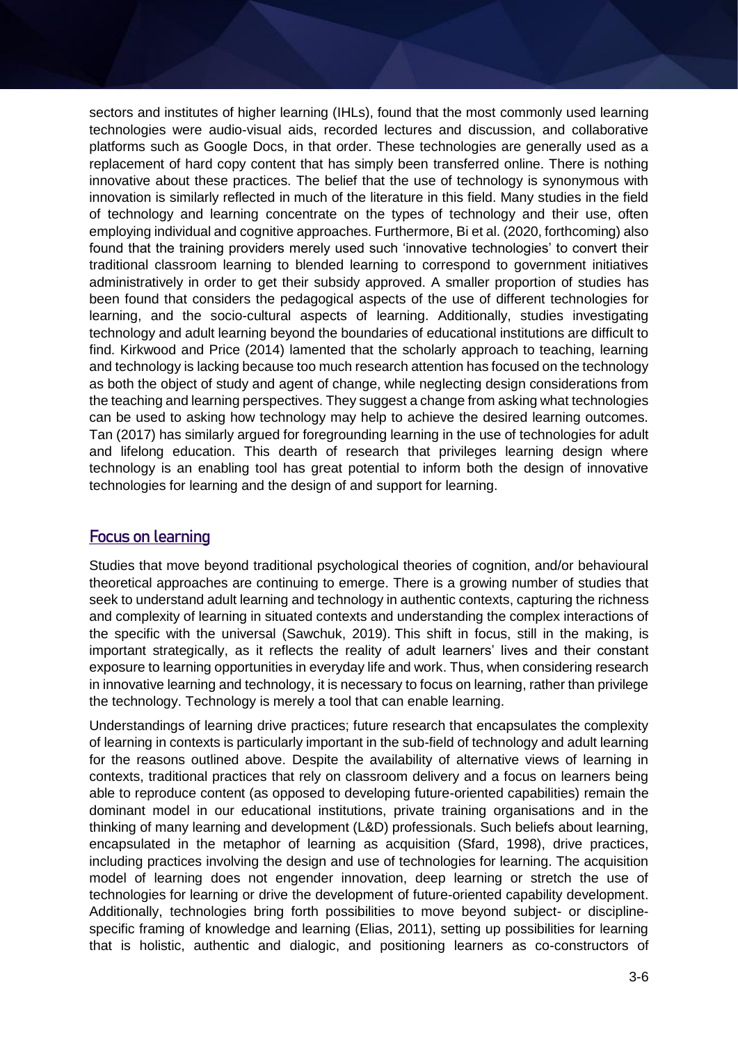sectors and institutes of higher learning (IHLs), found that the most commonly used learning technologies were audio-visual aids, recorded lectures and discussion, and collaborative platforms such as Google Docs, in that order. These technologies are generally used as a replacement of hard copy content that has simply been transferred online. There is nothing innovative about these practices. The belief that the use of technology is synonymous with innovation is similarly reflected in much of the literature in this field. Many studies in the field of technology and learning concentrate on the types of technology and their use, often employing individual and cognitive approaches. Furthermore, Bi et al. (2020, forthcoming) also found that the training providers merely used such 'innovative technologies' to convert their traditional classroom learning to blended learning to correspond to government initiatives administratively in order to get their subsidy approved. A smaller proportion of studies has been found that considers the pedagogical aspects of the use of different technologies for learning, and the socio-cultural aspects of learning. Additionally, studies investigating technology and adult learning beyond the boundaries of educational institutions are difficult to find. Kirkwood and Price (2014) lamented that the scholarly approach to teaching, learning and technology is lacking because too much research attention has focused on the technology as both the object of study and agent of change, while neglecting design considerations from the teaching and learning perspectives. They suggest a change from asking what technologies can be used to asking how technology may help to achieve the desired learning outcomes. Tan (2017) has similarly argued for foregrounding learning in the use of technologies for adult and lifelong education. This dearth of research that privileges learning design where technology is an enabling tool has great potential to inform both the design of innovative technologies for learning and the design of and support for learning.

## Focus on learning

Studies that move beyond traditional psychological theories of cognition, and/or behavioural theoretical approaches are continuing to emerge. There is a growing number of studies that seek to understand adult learning and technology in authentic contexts, capturing the richness and complexity of learning in situated contexts and understanding the complex interactions of the specific with the universal (Sawchuk, 2019). This shift in focus, still in the making, is important strategically, as it reflects the reality of adult learners' lives and their constant exposure to learning opportunities in everyday life and work. Thus, when considering research in innovative learning and technology, it is necessary to focus on learning, rather than privilege the technology. Technology is merely a tool that can enable learning.

Understandings of learning drive practices; future research that encapsulates the complexity of learning in contexts is particularly important in the sub-field of technology and adult learning for the reasons outlined above. Despite the availability of alternative views of learning in contexts, traditional practices that rely on classroom delivery and a focus on learners being able to reproduce content (as opposed to developing future-oriented capabilities) remain the dominant model in our educational institutions, private training organisations and in the thinking of many learning and development (L&D) professionals. Such beliefs about learning, encapsulated in the metaphor of learning as acquisition (Sfard, 1998), drive practices, including practices involving the design and use of technologies for learning. The acquisition model of learning does not engender innovation, deep learning or stretch the use of technologies for learning or drive the development of future-oriented capability development. Additionally, technologies bring forth possibilities to move beyond subject- or discipline-specific framing of knowledge and learning (Elias, 2011), setting up possibilities for learning that is holistic, authentic and dialogic, and positioning learners as co-constructors of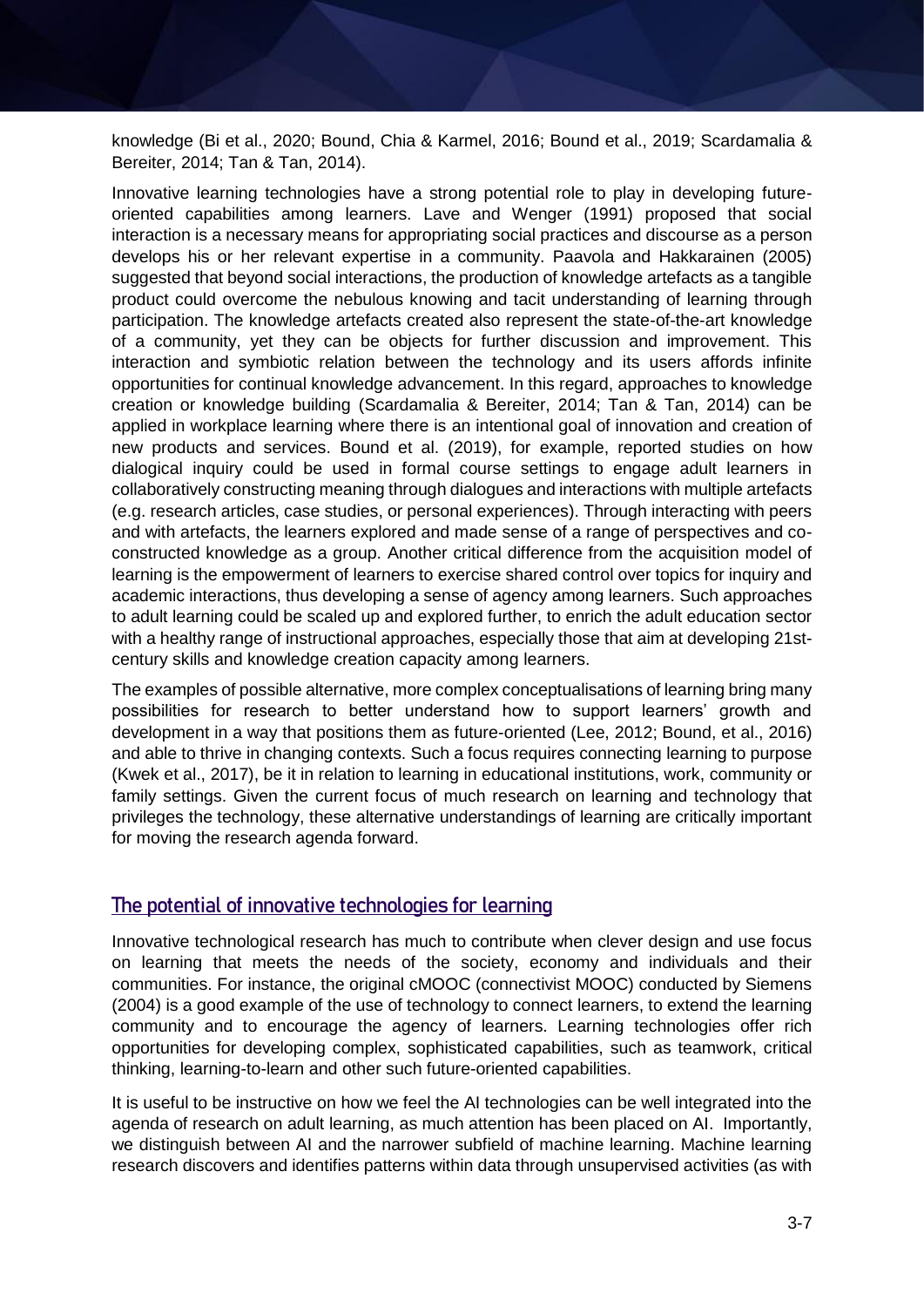knowledge (Bi et al., 2020; Bound, Chia & Karmel, 2016; Bound et al., 2019; Scardamalia & Bereiter, 2014; Tan & Tan, 2014).

Innovative learning technologies have a strong potential role to play in developing future-oriented capabilities among learners. Lave and Wenger (1991) proposed that social interaction is a necessary means for appropriating social practices and discourse as a person develops his or her relevant expertise in a community. Paavola and Hakkarainen (2005) suggested that beyond social interactions, the production of knowledge artefacts as a tangible product could overcome the nebulous knowing and tacit understanding of learning through participation. The knowledge artefacts created also represent the state-of-the-art knowledge of a community, yet they can be objects for further discussion and improvement. This interaction and symbiotic relation between the technology and its users affords infinite opportunities for continual knowledge advancement. In this regard, approaches to knowledge creation or knowledge building (Scardamalia & Bereiter, 2014; Tan & Tan, 2014) can be applied in workplace learning where there is an intentional goal of innovation and creation of new products and services. Bound et al. (2019), for example, reported studies on how dialogical inquiry could be used in formal course settings to engage adult learners in collaboratively constructing meaning through dialogues and interactions with multiple artefacts (e.g. research articles, case studies, or personal experiences). Through interacting with peers and with artefacts, the learners explored and made sense of a range of perspectives and co-constructed knowledge as a group. Another critical difference from the acquisition model of learning is the empowerment of learners to exercise shared control over topics for inquiry and academic interactions, thus developing a sense of agency among learners. Such approaches to adult learning could be scaled up and explored further, to enrich the adult education sector with a healthy range of instructional approaches, especially those that aim at developing 21st-century skills and knowledge creation capacity among learners.

The examples of possible alternative, more complex conceptualisations of learning bring many possibilities for research to better understand how to support learners' growth and development in a way that positions them as future-oriented (Lee, 2012; Bound, et al., 2016) and able to thrive in changing contexts. Such a focus requires connecting learning to purpose (Kwek et al., 2017), be it in relation to learning in educational institutions, work, community or family settings. Given the current focus of much research on learning and technology that privileges the technology, these alternative understandings of learning are critically important for moving the research agenda forward.

## The potential of innovative technologies for learning

Innovative technological research has much to contribute when clever design and use focus on learning that meets the needs of the society, economy and individuals and their communities. For instance, the original cMOOC (connectivist MOOC) conducted by Siemens (2004) is a good example of the use of technology to connect learners, to extend the learning community and to encourage the agency of learners. Learning technologies offer rich opportunities for developing complex, sophisticated capabilities, such as teamwork, critical thinking, learning-to-learn and other such future-oriented capabilities.

It is useful to be instructive on how we feel the AI technologies can be well integrated into the agenda of research on adult learning, as much attention has been placed on AI. Importantly, we distinguish between AI and the narrower subfield of machine learning. Machine learning research discovers and identifies patterns within data through unsupervised activities (as with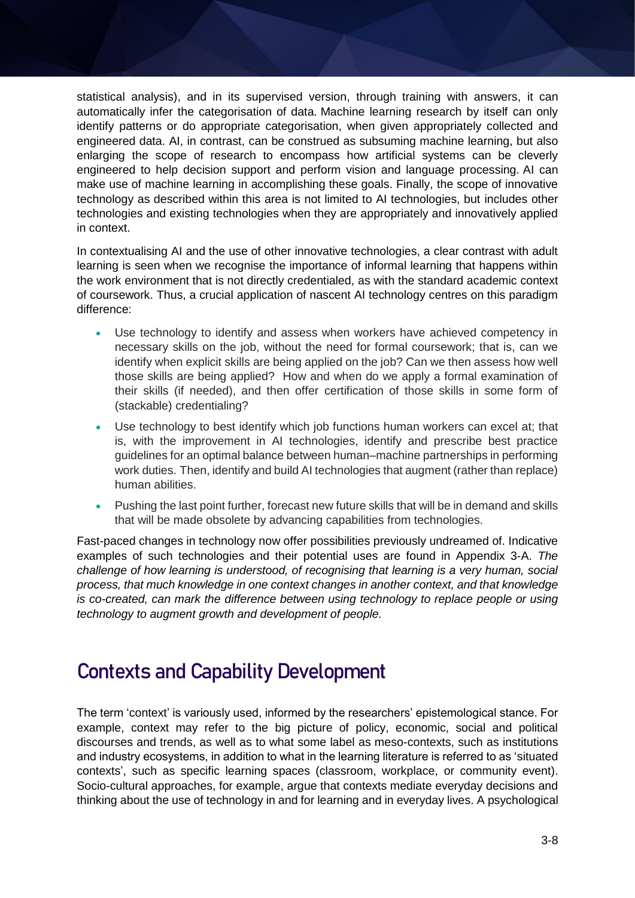statistical analysis), and in its supervised version, through training with answers, it can automatically infer the categorisation of data. Machine learning research by itself can only identify patterns or do appropriate categorisation, when given appropriately collected and engineered data. AI, in contrast, can be construed as subsuming machine learning, but also enlarging the scope of research to encompass how artificial systems can be cleverly engineered to help decision support and perform vision and language processing. AI can make use of machine learning in accomplishing these goals. Finally, the scope of innovative technology as described within this area is not limited to AI technologies, but includes other technologies and existing technologies when they are appropriately and innovatively applied in context.

In contextualising AI and the use of other innovative technologies, a clear contrast with adult learning is seen when we recognise the importance of informal learning that happens within the work environment that is not directly credentialed, as with the standard academic context of coursework. Thus, a crucial application of nascent AI technology centres on this paradigm difference:

- Use technology to identify and assess when workers have achieved competency in necessary skills on the job, without the need for formal coursework; that is, can we identify when explicit skills are being applied on the job? Can we then assess how well those skills are being applied? How and when do we apply a formal examination of their skills (if needed), and then offer certification of those skills in some form of (stackable) credentialing?
- Use technology to best identify which job functions human workers can excel at; that is, with the improvement in AI technologies, identify and prescribe best practice guidelines for an optimal balance between human–machine partnerships in performing work duties. Then, identify and build AI technologies that augment (rather than replace) human abilities.
- Pushing the last point further, forecast new future skills that will be in demand and skills that will be made obsolete by advancing capabilities from technologies.

Fast-paced changes in technology now offer possibilities previously undreamed of. Indicative examples of such technologies and their potential uses are found in Appendix 3-A. *The challenge of how learning is understood, of recognising that learning is a very human, social process, that much knowledge in one context changes in another context, and that knowledge is co-created, can mark the difference between using technology to replace people or using technology to augment growth and development of people.*

## Contexts and Capability Development

The term 'context' is variously used, informed by the researchers' epistemological stance. For example, context may refer to the big picture of policy, economic, social and political discourses and trends, as well as to what some label as meso-contexts, such as institutions and industry ecosystems, in addition to what in the learning literature is referred to as 'situated contexts', such as specific learning spaces (classroom, workplace, or community event). Socio-cultural approaches, for example, argue that contexts mediate everyday decisions and thinking about the use of technology in and for learning and in everyday lives. A psychological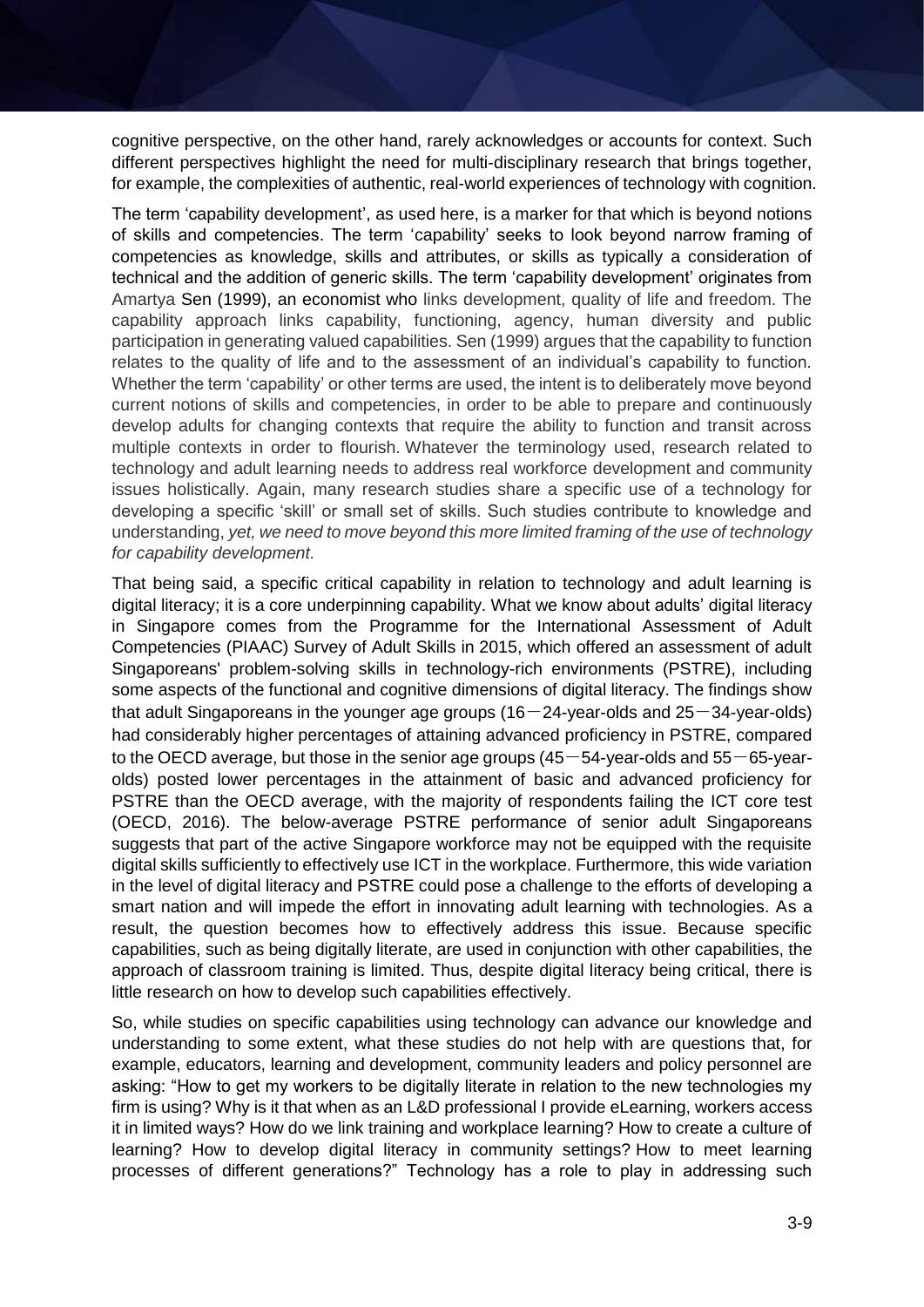cognitive perspective, on the other hand, rarely acknowledges or accounts for context. Such different perspectives highlight the need for multi-disciplinary research that brings together, for example, the complexities of authentic, real-world experiences of technology with cognition.

The term 'capability development', as used here, is a marker for that which is beyond notions of skills and competencies. The term 'capability' seeks to look beyond narrow framing of competencies as knowledge, skills and attributes, or skills as typically a consideration of technical and the addition of generic skills. The term 'capability development' originates from Amartya Sen (1999), an economist who links development, quality of life and freedom. The capability approach links capability, functioning, agency, human diversity and public participation in generating valued capabilities. Sen (1999) argues that the capability to function relates to the quality of life and to the assessment of an individual's capability to function. Whether the term 'capability' or other terms are used, the intent is to deliberately move beyond current notions of skills and competencies, in order to be able to prepare and continuously develop adults for changing contexts that require the ability to function and transit across multiple contexts in order to flourish. Whatever the terminology used, research related to technology and adult learning needs to address real workforce development and community issues holistically. Again, many research studies share a specific use of a technology for developing a specific 'skill' or small set of skills. Such studies contribute to knowledge and understanding, *yet, we need to move beyond this more limited framing of the use of technology for capability development.*

That being said, a specific critical capability in relation to technology and adult learning is digital literacy; it is a core underpinning capability. What we know about adults' digital literacy in Singapore comes from the Programme for the International Assessment of Adult Competencies (PIAAC) Survey of Adult Skills in 2015, which offered an assessment of adult Singaporeans' problem-solving skills in technology-rich environments (PSTRE), including some aspects of the functional and cognitive dimensions of digital literacy. The findings show that adult Singaporeans in the younger age groups (16－24-year-olds and 25－34-year-olds) had considerably higher percentages of attaining advanced proficiency in PSTRE, compared to the OECD average, but those in the senior age groups (45－54-year-olds and 55－65-year-olds) posted lower percentages in the attainment of basic and advanced proficiency for PSTRE than the OECD average, with the majority of respondents failing the ICT core test (OECD, 2016). The below-average PSTRE performance of senior adult Singaporeans suggests that part of the active Singapore workforce may not be equipped with the requisite digital skills sufficiently to effectively use ICT in the workplace. Furthermore, this wide variation in the level of digital literacy and PSTRE could pose a challenge to the efforts of developing a smart nation and will impede the effort in innovating adult learning with technologies. As a result, the question becomes how to effectively address this issue. Because specific capabilities, such as being digitally literate, are used in conjunction with other capabilities, the approach of classroom training is limited. Thus, despite digital literacy being critical, there is little research on how to develop such capabilities effectively.

So, while studies on specific capabilities using technology can advance our knowledge and understanding to some extent, what these studies do not help with are questions that, for example, educators, learning and development, community leaders and policy personnel are asking: "How to get my workers to be digitally literate in relation to the new technologies my firm is using? Why is it that when as an L&D professional I provide eLearning, workers access it in limited ways? How do we link training and workplace learning? How to create a culture of learning? How to develop digital literacy in community settings? How to meet learning processes of different generations?" Technology has a role to play in addressing such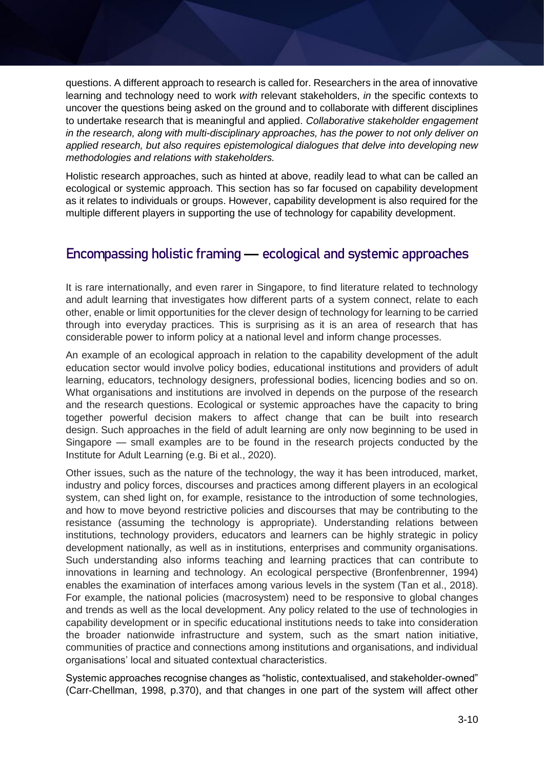questions. A different approach to research is called for. Researchers in the area of innovative learning and technology need to work *with* relevant stakeholders, *in* the specific contexts to uncover the questions being asked on the ground and to collaborate with different disciplines to undertake research that is meaningful and applied. *Collaborative stakeholder engagement in the research, along with multi-disciplinary approaches, has the power to not only deliver on applied research, but also requires epistemological dialogues that delve into developing new methodologies and relations with stakeholders.*

Holistic research approaches, such as hinted at above, readily lead to what can be called an ecological or systemic approach. This section has so far focused on capability development as it relates to individuals or groups. However, capability development is also required for the multiple different players in supporting the use of technology for capability development.

## Encompassing holistic framing — ecological and systemic approaches

It is rare internationally, and even rarer in Singapore, to find literature related to technology and adult learning that investigates how different parts of a system connect, relate to each other, enable or limit opportunities for the clever design of technology for learning to be carried through into everyday practices. This is surprising as it is an area of research that has considerable power to inform policy at a national level and inform change processes.

An example of an ecological approach in relation to the capability development of the adult education sector would involve policy bodies, educational institutions and providers of adult learning, educators, technology designers, professional bodies, licencing bodies and so on. What organisations and institutions are involved in depends on the purpose of the research and the research questions. Ecological or systemic approaches have the capacity to bring together powerful decision makers to affect change that can be built into research design. Such approaches in the field of adult learning are only now beginning to be used in Singapore — small examples are to be found in the research projects conducted by the Institute for Adult Learning (e.g. Bi et al., 2020).

Other issues, such as the nature of the technology, the way it has been introduced, market, industry and policy forces, discourses and practices among different players in an ecological system, can shed light on, for example, resistance to the introduction of some technologies, and how to move beyond restrictive policies and discourses that may be contributing to the resistance (assuming the technology is appropriate). Understanding relations between institutions, technology providers, educators and learners can be highly strategic in policy development nationally, as well as in institutions, enterprises and community organisations. Such understanding also informs teaching and learning practices that can contribute to innovations in learning and technology. An ecological perspective (Bronfenbrenner, 1994) enables the examination of interfaces among various levels in the system (Tan et al., 2018). For example, the national policies (macrosystem) need to be responsive to global changes and trends as well as the local development. Any policy related to the use of technologies in capability development or in specific educational institutions needs to take into consideration the broader nationwide infrastructure and system, such as the smart nation initiative, communities of practice and connections among institutions and organisations, and individual organisations' local and situated contextual characteristics.

Systemic approaches recognise changes as "holistic, contextualised, and stakeholder-owned" (Carr-Chellman, 1998, p.370), and that changes in one part of the system will affect other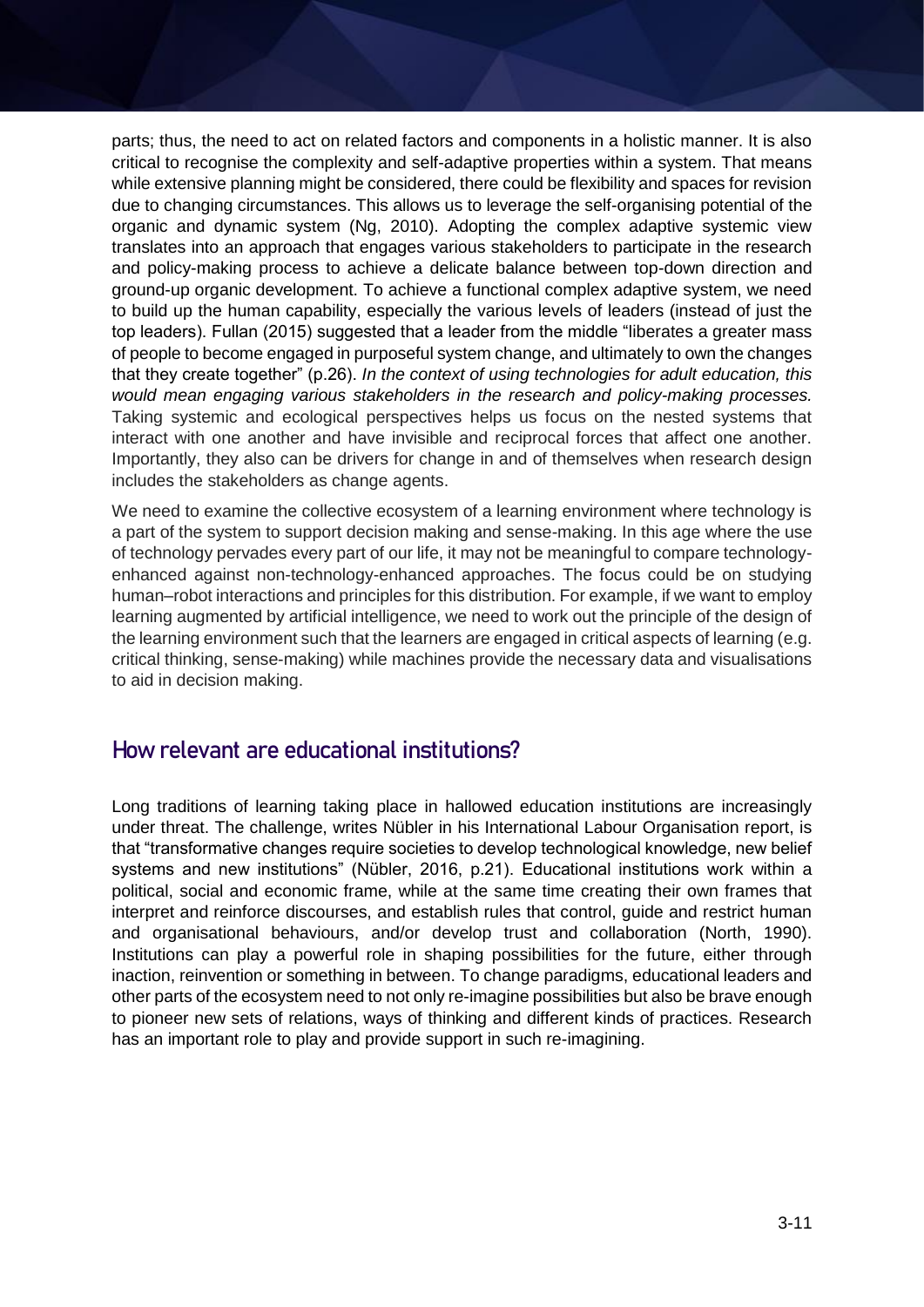parts; thus, the need to act on related factors and components in a holistic manner. It is also critical to recognise the complexity and self-adaptive properties within a system. That means while extensive planning might be considered, there could be flexibility and spaces for revision due to changing circumstances. This allows us to leverage the self-organising potential of the organic and dynamic system (Ng, 2010). Adopting the complex adaptive systemic view translates into an approach that engages various stakeholders to participate in the research and policy-making process to achieve a delicate balance between top-down direction and ground-up organic development. To achieve a functional complex adaptive system, we need to build up the human capability, especially the various levels of leaders (instead of just the top leaders). Fullan (2015) suggested that a leader from the middle "liberates a greater mass of people to become engaged in purposeful system change, and ultimately to own the changes that they create together" (p.26). *In the context of using technologies for adult education, this would mean engaging various stakeholders in the research and policy-making processes.* Taking systemic and ecological perspectives helps us focus on the nested systems that interact with one another and have invisible and reciprocal forces that affect one another. Importantly, they also can be drivers for change in and of themselves when research design includes the stakeholders as change agents.

We need to examine the collective ecosystem of a learning environment where technology is a part of the system to support decision making and sense-making. In this age where the use of technology pervades every part of our life, it may not be meaningful to compare technology-enhanced against non-technology-enhanced approaches. The focus could be on studying human–robot interactions and principles for this distribution. For example, if we want to employ learning augmented by artificial intelligence, we need to work out the principle of the design of the learning environment such that the learners are engaged in critical aspects of learning (e.g. critical thinking, sense-making) while machines provide the necessary data and visualisations to aid in decision making.

## How relevant are educational institutions?

Long traditions of learning taking place in hallowed education institutions are increasingly under threat. The challenge, writes Nübler in his International Labour Organisation report, is that "transformative changes require societies to develop technological knowledge, new belief systems and new institutions" (Nübler, 2016, p.21). Educational institutions work within a political, social and economic frame, while at the same time creating their own frames that interpret and reinforce discourses, and establish rules that control, guide and restrict human and organisational behaviours, and/or develop trust and collaboration (North, 1990). Institutions can play a powerful role in shaping possibilities for the future, either through inaction, reinvention or something in between. To change paradigms, educational leaders and other parts of the ecosystem need to not only re-imagine possibilities but also be brave enough to pioneer new sets of relations, ways of thinking and different kinds of practices. Research has an important role to play and provide support in such re-imagining.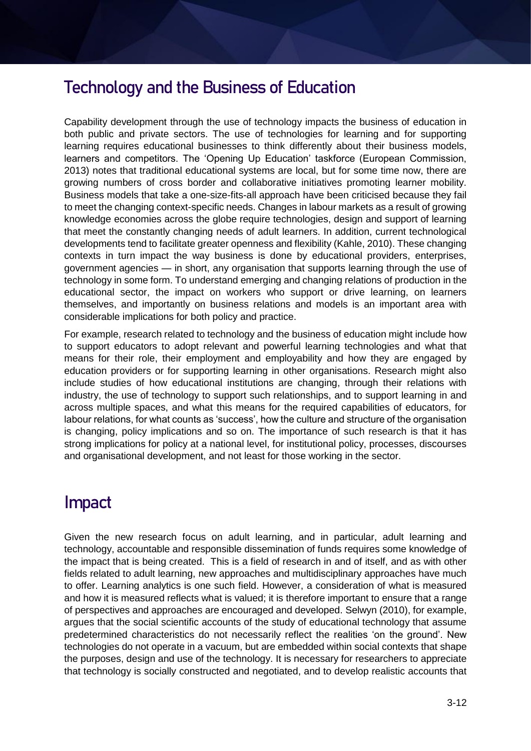## Technology and the Business of Education

Capability development through the use of technology impacts the business of education in both public and private sectors. The use of technologies for learning and for supporting learning requires educational businesses to think differently about their business models, learners and competitors. The 'Opening Up Education' taskforce (European Commission, 2013) notes that traditional educational systems are local, but for some time now, there are growing numbers of cross border and collaborative initiatives promoting learner mobility. Business models that take a one-size-fits-all approach have been criticised because they fail to meet the changing context-specific needs. Changes in labour markets as a result of growing knowledge economies across the globe require technologies, design and support of learning that meet the constantly changing needs of adult learners. In addition, current technological developments tend to facilitate greater openness and flexibility (Kahle, 2010). These changing contexts in turn impact the way business is done by educational providers, enterprises, government agencies — in short, any organisation that supports learning through the use of technology in some form. To understand emerging and changing relations of production in the educational sector, the impact on workers who support or drive learning, on learners themselves, and importantly on business relations and models is an important area with considerable implications for both policy and practice.

For example, research related to technology and the business of education might include how to support educators to adopt relevant and powerful learning technologies and what that means for their role, their employment and employability and how they are engaged by education providers or for supporting learning in other organisations. Research might also include studies of how educational institutions are changing, through their relations with industry, the use of technology to support such relationships, and to support learning in and across multiple spaces, and what this means for the required capabilities of educators, for labour relations, for what counts as 'success', how the culture and structure of the organisation is changing, policy implications and so on. The importance of such research is that it has strong implications for policy at a national level, for institutional policy, processes, discourses and organisational development, and not least for those working in the sector.

## Impact

Given the new research focus on adult learning, and in particular, adult learning and technology, accountable and responsible dissemination of funds requires some knowledge of the impact that is being created. This is a field of research in and of itself, and as with other fields related to adult learning, new approaches and multidisciplinary approaches have much to offer. Learning analytics is one such field. However, a consideration of what is measured and how it is measured reflects what is valued; it is therefore important to ensure that a range of perspectives and approaches are encouraged and developed. Selwyn (2010), for example, argues that the social scientific accounts of the study of educational technology that assume predetermined characteristics do not necessarily reflect the realities 'on the ground'. New technologies do not operate in a vacuum, but are embedded within social contexts that shape the purposes, design and use of the technology. It is necessary for researchers to appreciate that technology is socially constructed and negotiated, and to develop realistic accounts that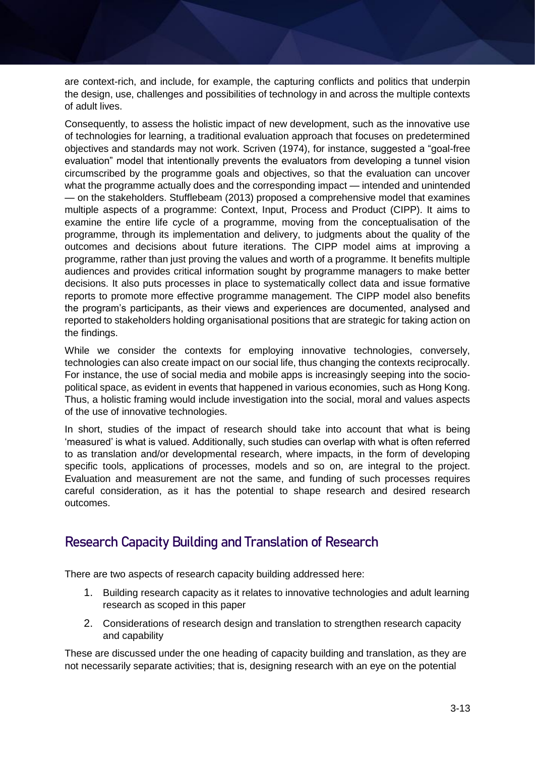are context-rich, and include, for example, the capturing conflicts and politics that underpin the design, use, challenges and possibilities of technology in and across the multiple contexts of adult lives.

Consequently, to assess the holistic impact of new development, such as the innovative use of technologies for learning, a traditional evaluation approach that focuses on predetermined objectives and standards may not work. Scriven (1974), for instance, suggested a "goal-free evaluation" model that intentionally prevents the evaluators from developing a tunnel vision circumscribed by the programme goals and objectives, so that the evaluation can uncover what the programme actually does and the corresponding impact — intended and unintended — on the stakeholders. Stufflebeam (2013) proposed a comprehensive model that examines multiple aspects of a programme: Context, Input, Process and Product (CIPP). It aims to examine the entire life cycle of a programme, moving from the conceptualisation of the programme, through its implementation and delivery, to judgments about the quality of the outcomes and decisions about future iterations. The CIPP model aims at improving a programme, rather than just proving the values and worth of a programme. It benefits multiple audiences and provides critical information sought by programme managers to make better decisions. It also puts processes in place to systematically collect data and issue formative reports to promote more effective programme management. The CIPP model also benefits the program's participants, as their views and experiences are documented, analysed and reported to stakeholders holding organisational positions that are strategic for taking action on the findings.

While we consider the contexts for employing innovative technologies, conversely, technologies can also create impact on our social life, thus changing the contexts reciprocally. For instance, the use of social media and mobile apps is increasingly seeping into the socio-political space, as evident in events that happened in various economies, such as Hong Kong. Thus, a holistic framing would include investigation into the social, moral and values aspects of the use of innovative technologies.

In short, studies of the impact of research should take into account that what is being 'measured' is what is valued. Additionally, such studies can overlap with what is often referred to as translation and/or developmental research, where impacts, in the form of developing specific tools, applications of processes, models and so on, are integral to the project. Evaluation and measurement are not the same, and funding of such processes requires careful consideration, as it has the potential to shape research and desired research outcomes.

## Research Capacity Building and Translation of Research

There are two aspects of research capacity building addressed here:

1. Building research capacity as it relates to innovative technologies and adult learning research as scoped in this paper
2. Considerations of research design and translation to strengthen research capacity and capability

These are discussed under the one heading of capacity building and translation, as they are not necessarily separate activities; that is, designing research with an eye on the potential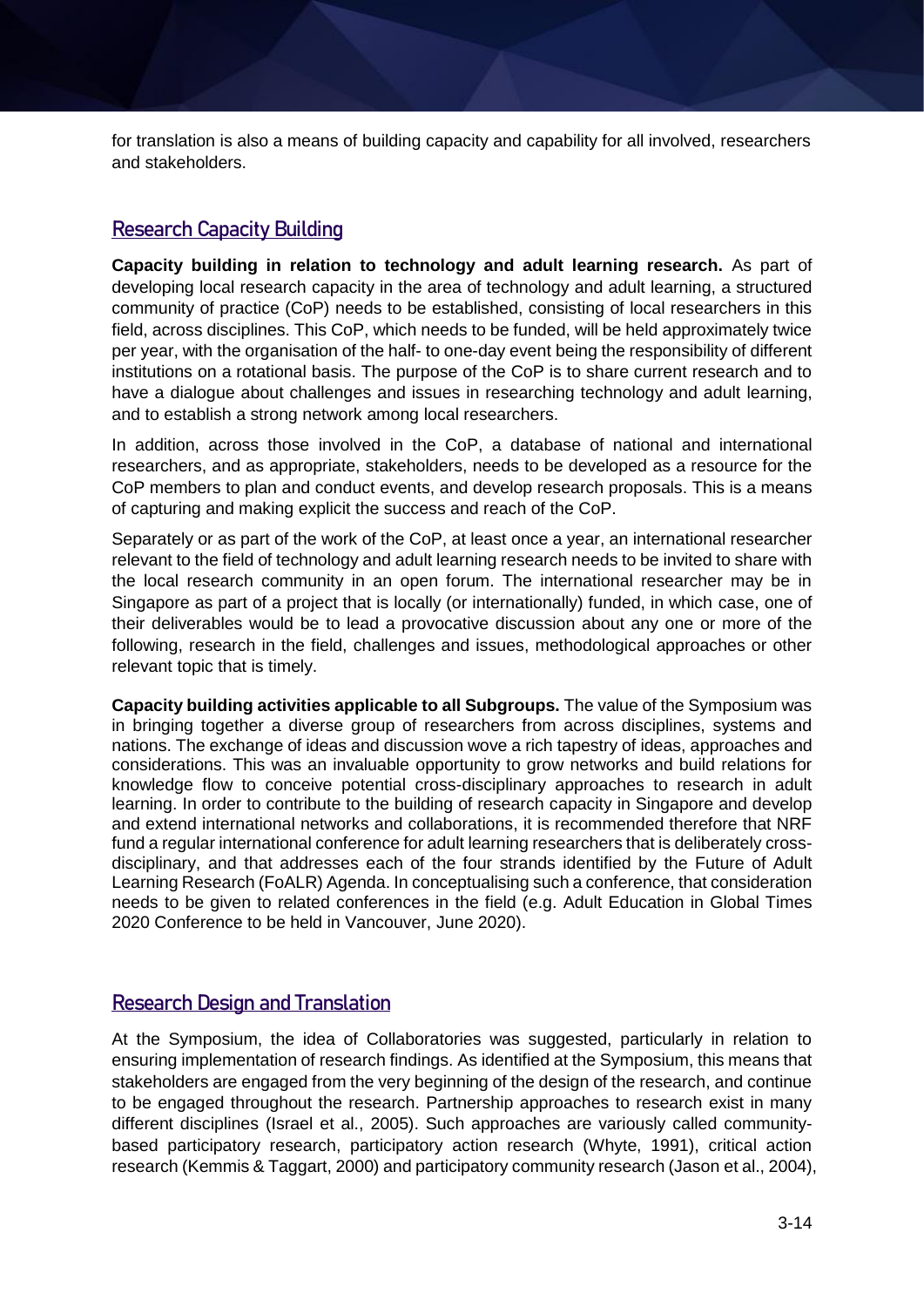for translation is also a means of building capacity and capability for all involved, researchers and stakeholders.

## Research Capacity Building

**Capacity building in relation to technology and adult learning research.** As part of developing local research capacity in the area of technology and adult learning, a structured community of practice (CoP) needs to be established, consisting of local researchers in this field, across disciplines. This CoP, which needs to be funded, will be held approximately twice per year, with the organisation of the half- to one-day event being the responsibility of different institutions on a rotational basis. The purpose of the CoP is to share current research and to have a dialogue about challenges and issues in researching technology and adult learning, and to establish a strong network among local researchers.

In addition, across those involved in the CoP, a database of national and international researchers, and as appropriate, stakeholders, needs to be developed as a resource for the CoP members to plan and conduct events, and develop research proposals. This is a means of capturing and making explicit the success and reach of the CoP.

Separately or as part of the work of the CoP, at least once a year, an international researcher relevant to the field of technology and adult learning research needs to be invited to share with the local research community in an open forum. The international researcher may be in Singapore as part of a project that is locally (or internationally) funded, in which case, one of their deliverables would be to lead a provocative discussion about any one or more of the following, research in the field, challenges and issues, methodological approaches or other relevant topic that is timely.

**Capacity building activities applicable to all Subgroups.** The value of the Symposium was in bringing together a diverse group of researchers from across disciplines, systems and nations. The exchange of ideas and discussion wove a rich tapestry of ideas, approaches and considerations. This was an invaluable opportunity to grow networks and build relations for knowledge flow to conceive potential cross-disciplinary approaches to research in adult learning. In order to contribute to the building of research capacity in Singapore and develop and extend international networks and collaborations, it is recommended therefore that NRF fund a regular international conference for adult learning researchers that is deliberately cross-disciplinary, and that addresses each of the four strands identified by the Future of Adult Learning Research (FoALR) Agenda. In conceptualising such a conference, that consideration needs to be given to related conferences in the field (e.g. Adult Education in Global Times 2020 Conference to be held in Vancouver, June 2020).

## Research Design and Translation

At the Symposium, the idea of Collaboratories was suggested, particularly in relation to ensuring implementation of research findings. As identified at the Symposium, this means that stakeholders are engaged from the very beginning of the design of the research, and continue to be engaged throughout the research. Partnership approaches to research exist in many different disciplines (Israel et al., 2005). Such approaches are variously called community-based participatory research, participatory action research (Whyte, 1991), critical action research (Kemmis & Taggart, 2000) and participatory community research (Jason et al., 2004),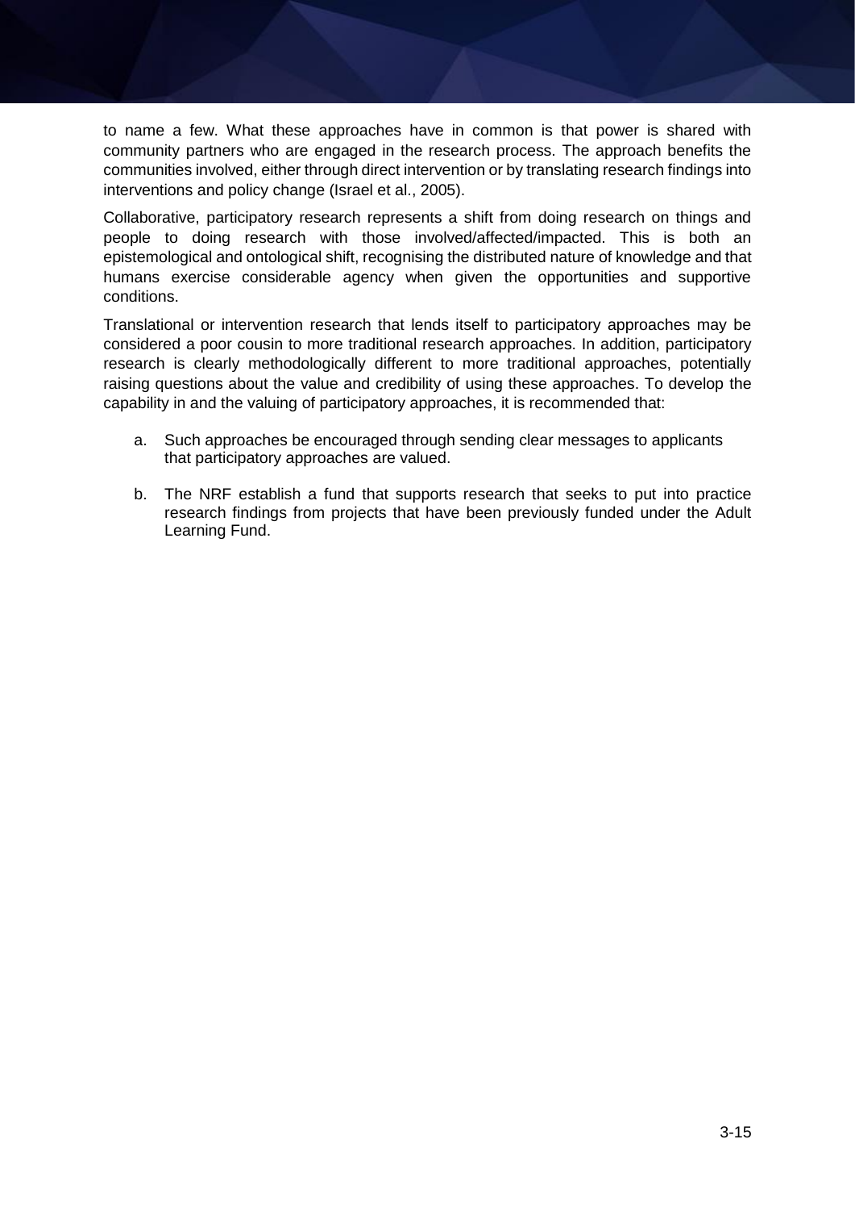to name a few. What these approaches have in common is that power is shared with community partners who are engaged in the research process. The approach benefits the communities involved, either through direct intervention or by translating research findings into interventions and policy change (Israel et al., 2005).

Collaborative, participatory research represents a shift from doing research on things and people to doing research with those involved/affected/impacted. This is both an epistemological and ontological shift, recognising the distributed nature of knowledge and that humans exercise considerable agency when given the opportunities and supportive conditions.

Translational or intervention research that lends itself to participatory approaches may be considered a poor cousin to more traditional research approaches. In addition, participatory research is clearly methodologically different to more traditional approaches, potentially raising questions about the value and credibility of using these approaches. To develop the capability in and the valuing of participatory approaches, it is recommended that:

a. Such approaches be encouraged through sending clear messages to applicants that participatory approaches are valued.

b. The NRF establish a fund that supports research that seeks to put into practice research findings from projects that have been previously funded under the Adult Learning Fund.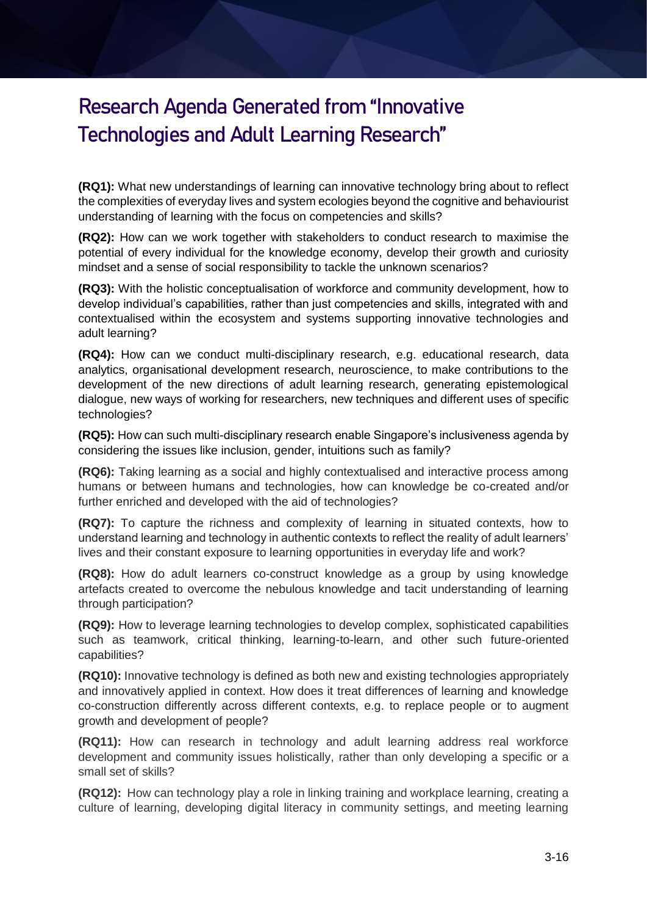## Research Agenda Generated from "Innovative Technologies and Adult Learning Research"

**(RQ1):** What new understandings of learning can innovative technology bring about to reflect the complexities of everyday lives and system ecologies beyond the cognitive and behaviourist understanding of learning with the focus on competencies and skills?

**(RQ2):** How can we work together with stakeholders to conduct research to maximise the potential of every individual for the knowledge economy, develop their growth and curiosity mindset and a sense of social responsibility to tackle the unknown scenarios?

**(RQ3):** With the holistic conceptualisation of workforce and community development, how to develop individual's capabilities, rather than just competencies and skills, integrated with and contextualised within the ecosystem and systems supporting innovative technologies and adult learning?

**(RQ4):** How can we conduct multi-disciplinary research, e.g. educational research, data analytics, organisational development research, neuroscience, to make contributions to the development of the new directions of adult learning research, generating epistemological dialogue, new ways of working for researchers, new techniques and different uses of specific technologies?

**(RQ5):** How can such multi-disciplinary research enable Singapore's inclusiveness agenda by considering the issues like inclusion, gender, intuitions such as family?

**(RQ6):** Taking learning as a social and highly contextualised and interactive process among humans or between humans and technologies, how can knowledge be co-created and/or further enriched and developed with the aid of technologies?

**(RQ7):** To capture the richness and complexity of learning in situated contexts, how to understand learning and technology in authentic contexts to reflect the reality of adult learners' lives and their constant exposure to learning opportunities in everyday life and work?

**(RQ8):** How do adult learners co-construct knowledge as a group by using knowledge artefacts created to overcome the nebulous knowledge and tacit understanding of learning through participation?

**(RQ9):** How to leverage learning technologies to develop complex, sophisticated capabilities such as teamwork, critical thinking, learning-to-learn, and other such future-oriented capabilities?

**(RQ10):** Innovative technology is defined as both new and existing technologies appropriately and innovatively applied in context. How does it treat differences of learning and knowledge co-construction differently across different contexts, e.g. to replace people or to augment growth and development of people?

**(RQ11):** How can research in technology and adult learning address real workforce development and community issues holistically, rather than only developing a specific or a small set of skills?

**(RQ12):** How can technology play a role in linking training and workplace learning, creating a culture of learning, developing digital literacy in community settings, and meeting learning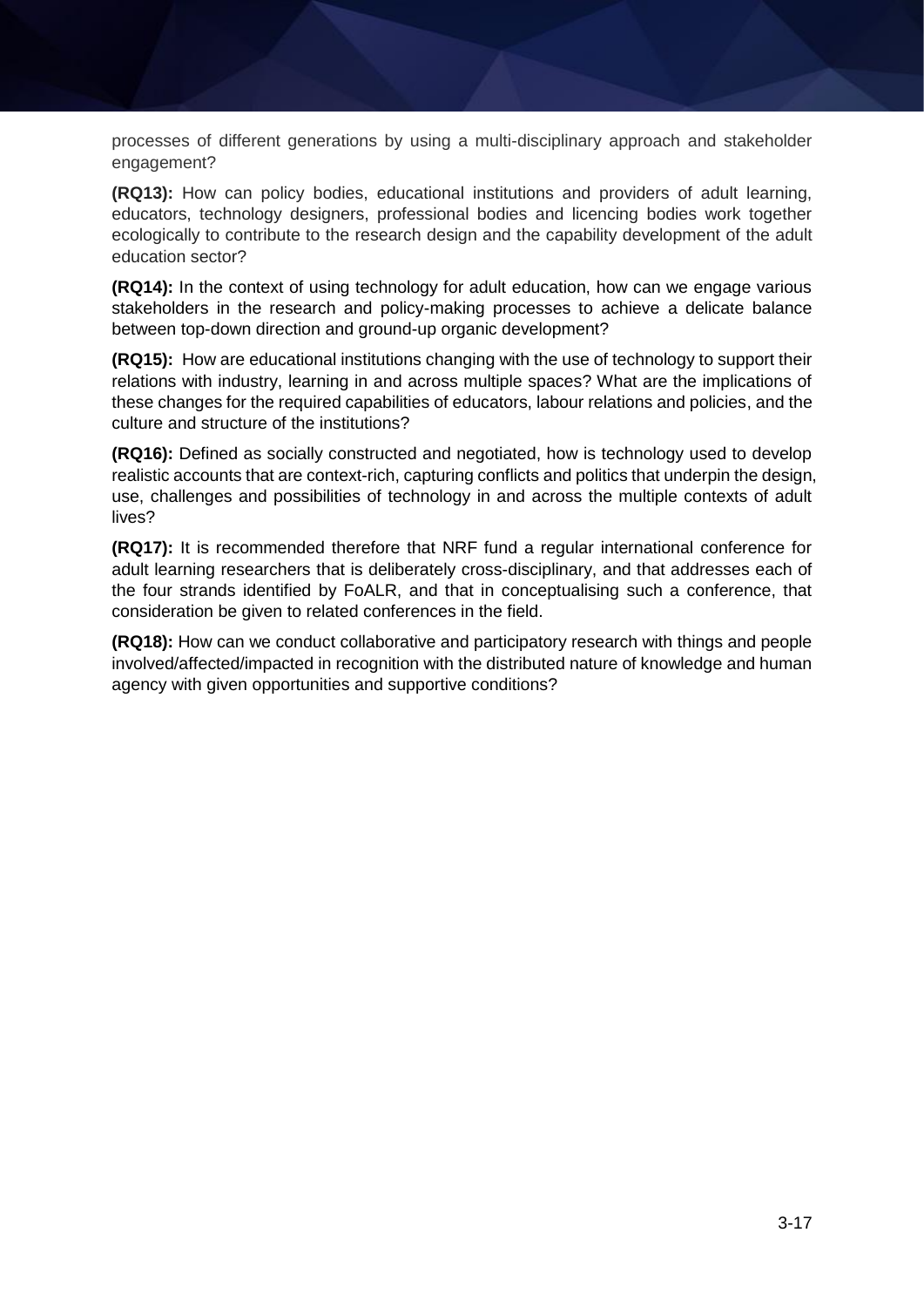processes of different generations by using a multi-disciplinary approach and stakeholder engagement?

**(RQ13):** How can policy bodies, educational institutions and providers of adult learning, educators, technology designers, professional bodies and licencing bodies work together ecologically to contribute to the research design and the capability development of the adult education sector?

**(RQ14):** In the context of using technology for adult education, how can we engage various stakeholders in the research and policy-making processes to achieve a delicate balance between top-down direction and ground-up organic development?

**(RQ15):** How are educational institutions changing with the use of technology to support their relations with industry, learning in and across multiple spaces? What are the implications of these changes for the required capabilities of educators, labour relations and policies, and the culture and structure of the institutions?

**(RQ16):** Defined as socially constructed and negotiated, how is technology used to develop realistic accounts that are context-rich, capturing conflicts and politics that underpin the design, use, challenges and possibilities of technology in and across the multiple contexts of adult lives?

**(RQ17):** It is recommended therefore that NRF fund a regular international conference for adult learning researchers that is deliberately cross-disciplinary, and that addresses each of the four strands identified by FoALR, and that in conceptualising such a conference, that consideration be given to related conferences in the field.

**(RQ18):** How can we conduct collaborative and participatory research with things and people involved/affected/impacted in recognition with the distributed nature of knowledge and human agency with given opportunities and supportive conditions?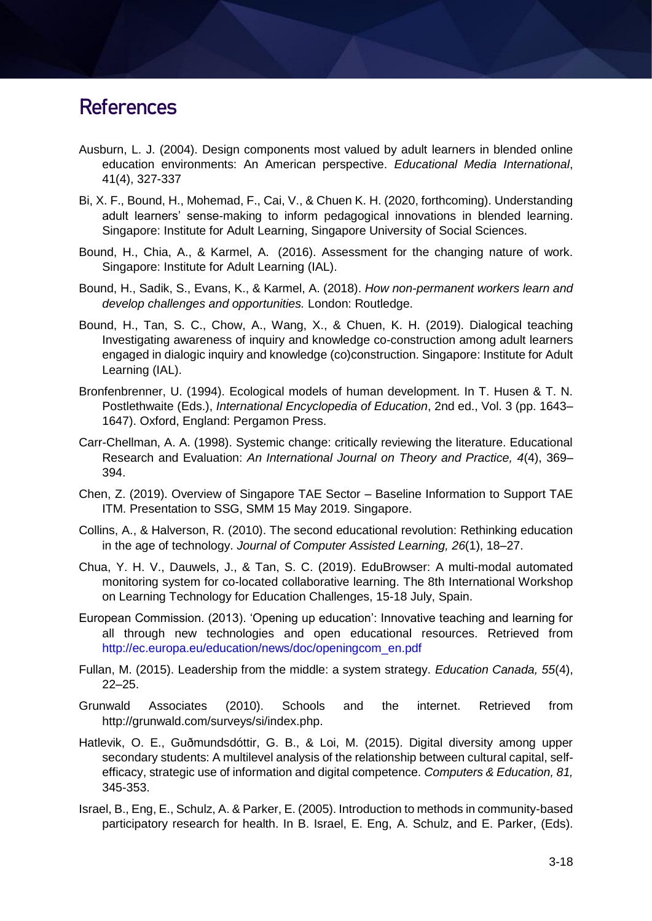# References

Ausburn, L. J. (2004). Design components most valued by adult learners in blended online education environments: An American perspective. *Educational Media International*, 41(4), 327-337

Bi, X. F., Bound, H., Mohemad, F., Cai, V., & Chuen K. H. (2020, forthcoming). Understanding adult learners' sense-making to inform pedagogical innovations in blended learning. Singapore: Institute for Adult Learning, Singapore University of Social Sciences.

Bound, H., Chia, A., & Karmel, A. (2016). Assessment for the changing nature of work. Singapore: Institute for Adult Learning (IAL).

Bound, H., Sadik, S., Evans, K., & Karmel, A. (2018). *How non-permanent workers learn and develop challenges and opportunities.* London: Routledge.

Bound, H., Tan, S. C., Chow, A., Wang, X., & Chuen, K. H. (2019). Dialogical teaching Investigating awareness of inquiry and knowledge co-construction among adult learners engaged in dialogic inquiry and knowledge (co)construction. Singapore: Institute for Adult Learning (IAL).

Bronfenbrenner, U. (1994). Ecological models of human development. In T. Husen & T. N. Postlethwaite (Eds.), *International Encyclopedia of Education*, 2nd ed., Vol. 3 (pp. 1643–1647). Oxford, England: Pergamon Press.

Carr-Chellman, A. A. (1998). Systemic change: critically reviewing the literature. Educational Research and Evaluation: *An International Journal on Theory and Practice, 4*(4), 369–394.

Chen, Z. (2019). Overview of Singapore TAE Sector – Baseline Information to Support TAE ITM. Presentation to SSG, SMM 15 May 2019. Singapore.

Collins, A., & Halverson, R. (2010). The second educational revolution: Rethinking education in the age of technology. *Journal of Computer Assisted Learning, 26*(1), 18–27.

Chua, Y. H. V., Dauwels, J., & Tan, S. C. (2019). EduBrowser: A multi-modal automated monitoring system for co-located collaborative learning. The 8th International Workshop on Learning Technology for Education Challenges, 15-18 July, Spain.

European Commission. (2013). 'Opening up education': Innovative teaching and learning for all through new technologies and open educational resources. Retrieved from http://ec.europa.eu/education/news/doc/openingcom_en.pdf

Fullan, M. (2015). Leadership from the middle: a system strategy. *Education Canada, 55*(4), 22–25.

Grunwald Associates (2010). Schools and the internet. Retrieved from http://grunwald.com/surveys/si/index.php.

Hatlevik, O. E., Guðmundsdóttir, G. B., & Loi, M. (2015). Digital diversity among upper secondary students: A multilevel analysis of the relationship between cultural capital, self-efficacy, strategic use of information and digital competence. *Computers & Education, 81,* 345-353.

Israel, B., Eng, E., Schulz, A. & Parker, E. (2005). Introduction to methods in community-based participatory research for health. In B. Israel, E. Eng, A. Schulz, and E. Parker, (Eds).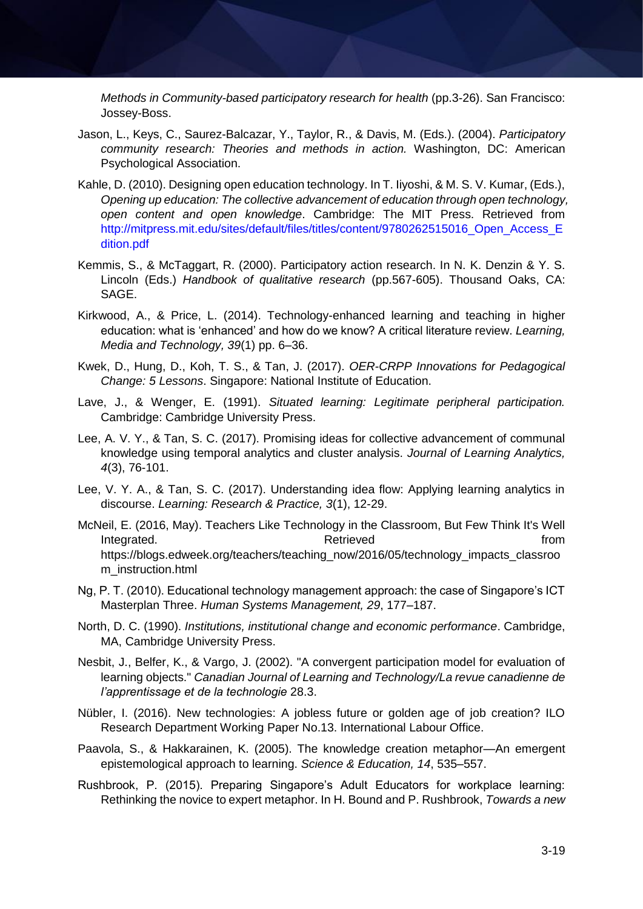*Methods in Community-based participatory research for health* (pp.3-26). San Francisco: Jossey-Boss.

Jason, L., Keys, C., Saurez-Balcazar, Y., Taylor, R., & Davis, M. (Eds.). (2004). *Participatory community research: Theories and methods in action.* Washington, DC: American Psychological Association.

Kahle, D. (2010). Designing open education technology. In T. Iiyoshi, & M. S. V. Kumar, (Eds.), *Opening up education: The collective advancement of education through open technology, open content and open knowledge*. Cambridge: The MIT Press. Retrieved from http://mitpress.mit.edu/sites/default/files/titles/content/9780262515016_Open_Access_Edition.pdf

Kemmis, S., & McTaggart, R. (2000). Participatory action research. In N. K. Denzin & Y. S. Lincoln (Eds.) *Handbook of qualitative research* (pp.567-605). Thousand Oaks, CA: SAGE.

Kirkwood, A., & Price, L. (2014). Technology-enhanced learning and teaching in higher education: what is 'enhanced' and how do we know? A critical literature review. *Learning, Media and Technology, 39*(1) pp. 6–36.

Kwek, D., Hung, D., Koh, T. S., & Tan, J. (2017). *OER-CRPP Innovations for Pedagogical Change: 5 Lessons*. Singapore: National Institute of Education.

Lave, J., & Wenger, E. (1991). *Situated learning: Legitimate peripheral participation.* Cambridge: Cambridge University Press.

Lee, A. V. Y., & Tan, S. C. (2017). Promising ideas for collective advancement of communal knowledge using temporal analytics and cluster analysis. *Journal of Learning Analytics, 4*(3), 76-101.

Lee, V. Y. A., & Tan, S. C. (2017). Understanding idea flow: Applying learning analytics in discourse. *Learning: Research & Practice, 3*(1), 12-29.

McNeil, E. (2016, May). Teachers Like Technology in the Classroom, But Few Think It's Well Integrated. Retrieved from https://blogs.edweek.org/teachers/teaching_now/2016/05/technology_impacts_classroom_instruction.html

Ng, P. T. (2010). Educational technology management approach: the case of Singapore's ICT Masterplan Three. *Human Systems Management, 29*, 177–187.

North, D. C. (1990). *Institutions, institutional change and economic performance*. Cambridge, MA, Cambridge University Press.

Nesbit, J., Belfer, K., & Vargo, J. (2002). "A convergent participation model for evaluation of learning objects." *Canadian Journal of Learning and Technology/La revue canadienne de l'apprentissage et de la technologie* 28.3.

Nübler, I. (2016). New technologies: A jobless future or golden age of job creation? ILO Research Department Working Paper No.13. International Labour Office.

Paavola, S., & Hakkarainen, K. (2005). The knowledge creation metaphor—An emergent epistemological approach to learning. *Science & Education, 14*, 535–557.

Rushbrook, P. (2015). Preparing Singapore's Adult Educators for workplace learning: Rethinking the novice to expert metaphor. In H. Bound and P. Rushbrook, *Towards a new*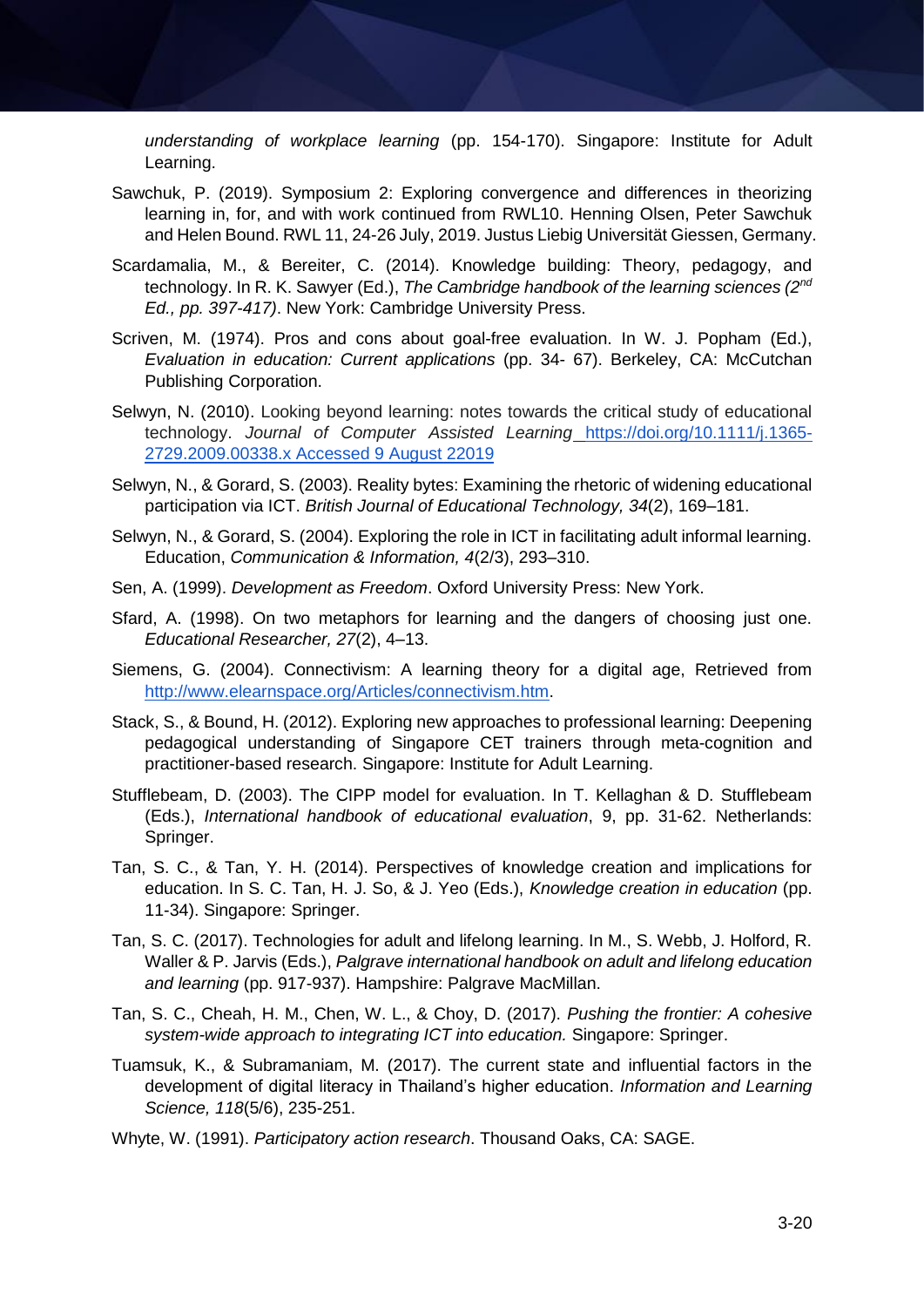*understanding of workplace learning* (pp. 154-170). Singapore: Institute for Adult Learning.

Sawchuk, P. (2019). Symposium 2: Exploring convergence and differences in theorizing learning in, for, and with work continued from RWL10. Henning Olsen, Peter Sawchuk and Helen Bound. RWL 11, 24-26 July, 2019. Justus Liebig Universität Giessen, Germany.

Scardamalia, M., & Bereiter, C. (2014). Knowledge building: Theory, pedagogy, and technology. In R. K. Sawyer (Ed.), *The Cambridge handbook of the learning sciences (2nd Ed., pp. 397-417)*. New York: Cambridge University Press.

Scriven, M. (1974). Pros and cons about goal-free evaluation. In W. J. Popham (Ed.), *Evaluation in education: Current applications* (pp. 34- 67). Berkeley, CA: McCutchan Publishing Corporation.

Selwyn, N. (2010). Looking beyond learning: notes towards the critical study of educational technology. *Journal of Computer Assisted Learning* https://doi.org/10.1111/j.1365-2729.2009.00338.x Accessed 9 August 22019

Selwyn, N., & Gorard, S. (2003). Reality bytes: Examining the rhetoric of widening educational participation via ICT. *British Journal of Educational Technology, 34*(2), 169–181.

Selwyn, N., & Gorard, S. (2004). Exploring the role in ICT in facilitating adult informal learning. Education, *Communication & Information, 4*(2/3), 293–310.

Sen, A. (1999). *Development as Freedom*. Oxford University Press: New York.

Sfard, A. (1998). On two metaphors for learning and the dangers of choosing just one. *Educational Researcher, 27*(2), 4–13.

Siemens, G. (2004). Connectivism: A learning theory for a digital age, Retrieved from http://www.elearnspace.org/Articles/connectivism.htm.

Stack, S., & Bound, H. (2012). Exploring new approaches to professional learning: Deepening pedagogical understanding of Singapore CET trainers through meta-cognition and practitioner-based research. Singapore: Institute for Adult Learning.

Stufflebeam, D. (2003). The CIPP model for evaluation. In T. Kellaghan & D. Stufflebeam (Eds.), *International handbook of educational evaluation*, 9, pp. 31-62. Netherlands: Springer.

Tan, S. C., & Tan, Y. H. (2014). Perspectives of knowledge creation and implications for education. In S. C. Tan, H. J. So, & J. Yeo (Eds.), *Knowledge creation in education* (pp. 11-34). Singapore: Springer.

Tan, S. C. (2017). Technologies for adult and lifelong learning. In M., S. Webb, J. Holford, R. Waller & P. Jarvis (Eds.), *Palgrave international handbook on adult and lifelong education and learning* (pp. 917-937). Hampshire: Palgrave MacMillan.

Tan, S. C., Cheah, H. M., Chen, W. L., & Choy, D. (2017). *Pushing the frontier: A cohesive system-wide approach to integrating ICT into education.* Singapore: Springer.

Tuamsuk, K., & Subramaniam, M. (2017). The current state and influential factors in the development of digital literacy in Thailand's higher education. *Information and Learning Science, 118*(5/6), 235-251.

Whyte, W. (1991). *Participatory action research*. Thousand Oaks, CA: SAGE.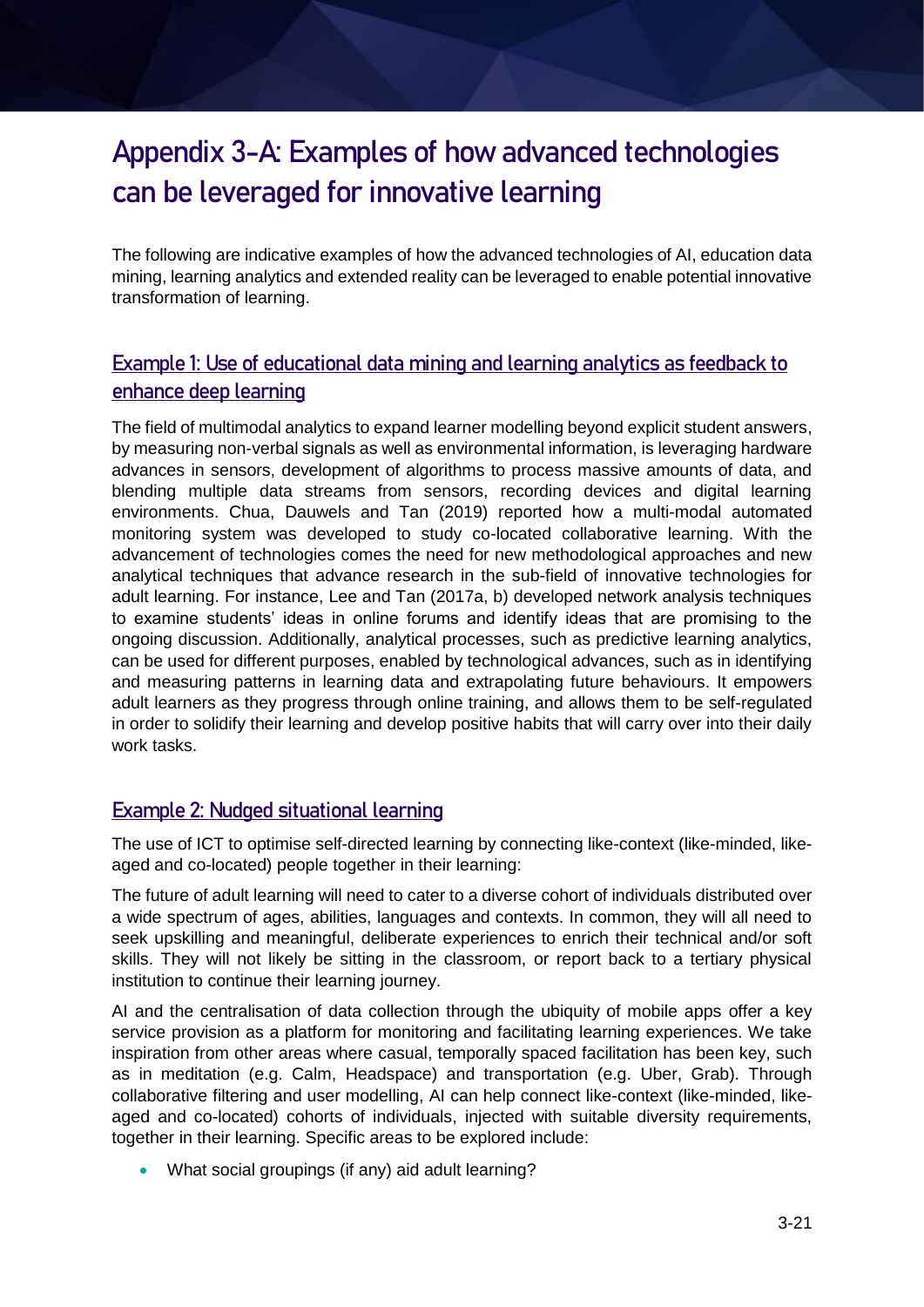# Appendix 3-A: Examples of how advanced technologies can be leveraged for innovative learning

The following are indicative examples of how the advanced technologies of AI, education data mining, learning analytics and extended reality can be leveraged to enable potential innovative transformation of learning.

## Example 1: Use of educational data mining and learning analytics as feedback to enhance deep learning

The field of multimodal analytics to expand learner modelling beyond explicit student answers, by measuring non-verbal signals as well as environmental information, is leveraging hardware advances in sensors, development of algorithms to process massive amounts of data, and blending multiple data streams from sensors, recording devices and digital learning environments. Chua, Dauwels and Tan (2019) reported how a multi-modal automated monitoring system was developed to study co-located collaborative learning. With the advancement of technologies comes the need for new methodological approaches and new analytical techniques that advance research in the sub-field of innovative technologies for adult learning. For instance, Lee and Tan (2017a, b) developed network analysis techniques to examine students' ideas in online forums and identify ideas that are promising to the ongoing discussion. Additionally, analytical processes, such as predictive learning analytics, can be used for different purposes, enabled by technological advances, such as in identifying and measuring patterns in learning data and extrapolating future behaviours. It empowers adult learners as they progress through online training, and allows them to be self-regulated in order to solidify their learning and develop positive habits that will carry over into their daily work tasks.

## Example 2: Nudged situational learning

The use of ICT to optimise self-directed learning by connecting like-context (like-minded, like-aged and co-located) people together in their learning:

The future of adult learning will need to cater to a diverse cohort of individuals distributed over a wide spectrum of ages, abilities, languages and contexts. In common, they will all need to seek upskilling and meaningful, deliberate experiences to enrich their technical and/or soft skills. They will not likely be sitting in the classroom, or report back to a tertiary physical institution to continue their learning journey.

AI and the centralisation of data collection through the ubiquity of mobile apps offer a key service provision as a platform for monitoring and facilitating learning experiences. We take inspiration from other areas where casual, temporally spaced facilitation has been key, such as in meditation (e.g. Calm, Headspace) and transportation (e.g. Uber, Grab). Through collaborative filtering and user modelling, AI can help connect like-context (like-minded, like-aged and co-located) cohorts of individuals, injected with suitable diversity requirements, together in their learning. Specific areas to be explored include:

- What social groupings (if any) aid adult learning?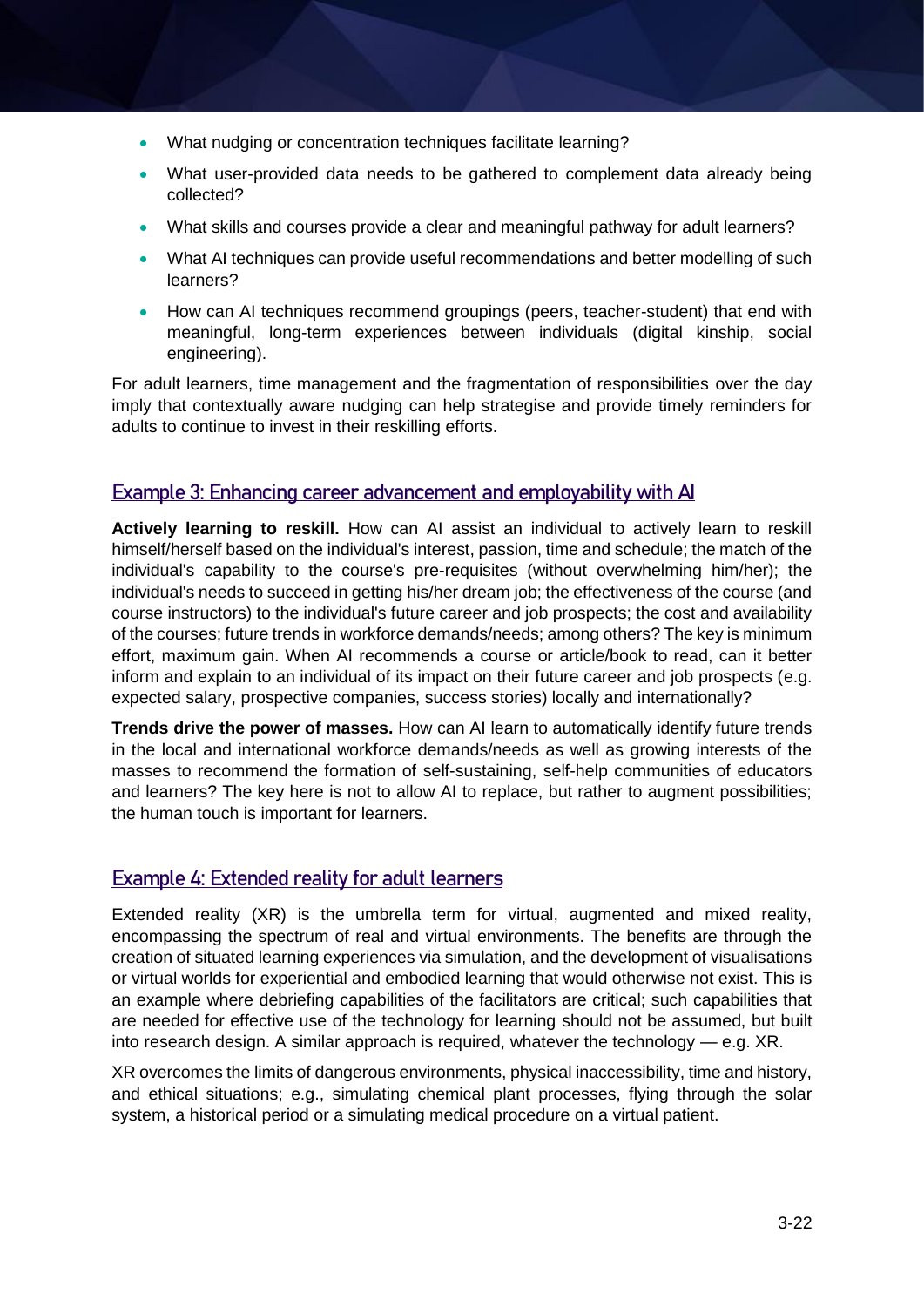- What nudging or concentration techniques facilitate learning?
- What user-provided data needs to be gathered to complement data already being collected?
- What skills and courses provide a clear and meaningful pathway for adult learners?
- What AI techniques can provide useful recommendations and better modelling of such learners?
- How can AI techniques recommend groupings (peers, teacher-student) that end with meaningful, long-term experiences between individuals (digital kinship, social engineering).

For adult learners, time management and the fragmentation of responsibilities over the day imply that contextually aware nudging can help strategise and provide timely reminders for adults to continue to invest in their reskilling efforts.

### Example 3: Enhancing career advancement and employability with AI

**Actively learning to reskill.** How can AI assist an individual to actively learn to reskill himself/herself based on the individual's interest, passion, time and schedule; the match of the individual's capability to the course's pre-requisites (without overwhelming him/her); the individual's needs to succeed in getting his/her dream job; the effectiveness of the course (and course instructors) to the individual's future career and job prospects; the cost and availability of the courses; future trends in workforce demands/needs; among others? The key is minimum effort, maximum gain. When AI recommends a course or article/book to read, can it better inform and explain to an individual of its impact on their future career and job prospects (e.g. expected salary, prospective companies, success stories) locally and internationally?

**Trends drive the power of masses.** How can AI learn to automatically identify future trends in the local and international workforce demands/needs as well as growing interests of the masses to recommend the formation of self-sustaining, self-help communities of educators and learners? The key here is not to allow AI to replace, but rather to augment possibilities; the human touch is important for learners.

### Example 4: Extended reality for adult learners

Extended reality (XR) is the umbrella term for virtual, augmented and mixed reality, encompassing the spectrum of real and virtual environments. The benefits are through the creation of situated learning experiences via simulation, and the development of visualisations or virtual worlds for experiential and embodied learning that would otherwise not exist. This is an example where debriefing capabilities of the facilitators are critical; such capabilities that are needed for effective use of the technology for learning should not be assumed, but built into research design. A similar approach is required, whatever the technology — e.g. XR.

XR overcomes the limits of dangerous environments, physical inaccessibility, time and history, and ethical situations; e.g., simulating chemical plant processes, flying through the solar system, a historical period or a simulating medical procedure on a virtual patient.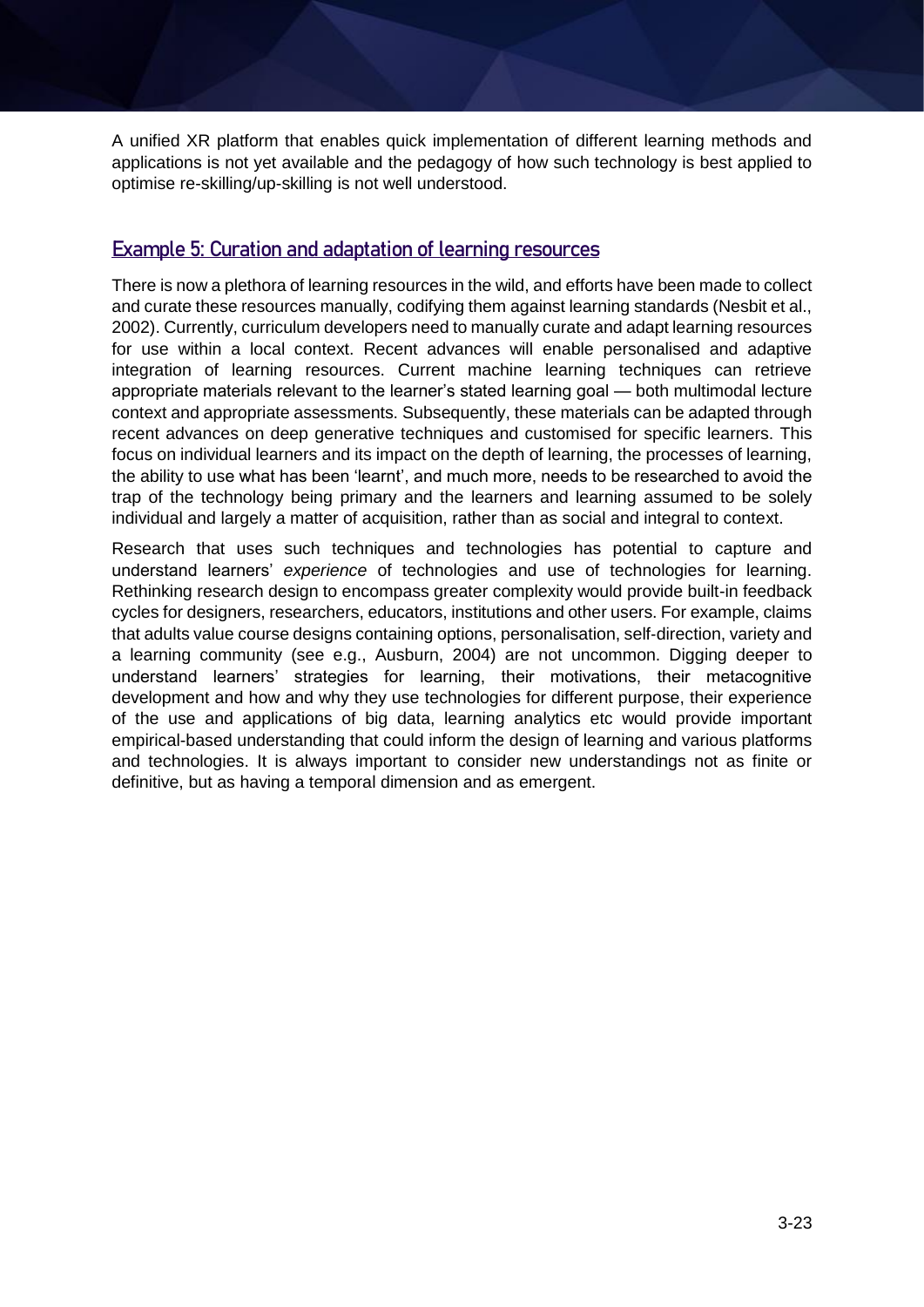A unified XR platform that enables quick implementation of different learning methods and applications is not yet available and the pedagogy of how such technology is best applied to optimise re-skilling/up-skilling is not well understood.

### Example 5: Curation and adaptation of learning resources

There is now a plethora of learning resources in the wild, and efforts have been made to collect and curate these resources manually, codifying them against learning standards (Nesbit et al., 2002). Currently, curriculum developers need to manually curate and adapt learning resources for use within a local context. Recent advances will enable personalised and adaptive integration of learning resources. Current machine learning techniques can retrieve appropriate materials relevant to the learner's stated learning goal — both multimodal lecture context and appropriate assessments. Subsequently, these materials can be adapted through recent advances on deep generative techniques and customised for specific learners. This focus on individual learners and its impact on the depth of learning, the processes of learning, the ability to use what has been 'learnt', and much more, needs to be researched to avoid the trap of the technology being primary and the learners and learning assumed to be solely individual and largely a matter of acquisition, rather than as social and integral to context.

Research that uses such techniques and technologies has potential to capture and understand learners' *experience* of technologies and use of technologies for learning. Rethinking research design to encompass greater complexity would provide built-in feedback cycles for designers, researchers, educators, institutions and other users. For example, claims that adults value course designs containing options, personalisation, self-direction, variety and a learning community (see e.g., Ausburn, 2004) are not uncommon. Digging deeper to understand learners' strategies for learning, their motivations, their metacognitive development and how and why they use technologies for different purpose, their experience of the use and applications of big data, learning analytics etc would provide important empirical-based understanding that could inform the design of learning and various platforms and technologies. It is always important to consider new understandings not as finite or definitive, but as having a temporal dimension and as emergent.